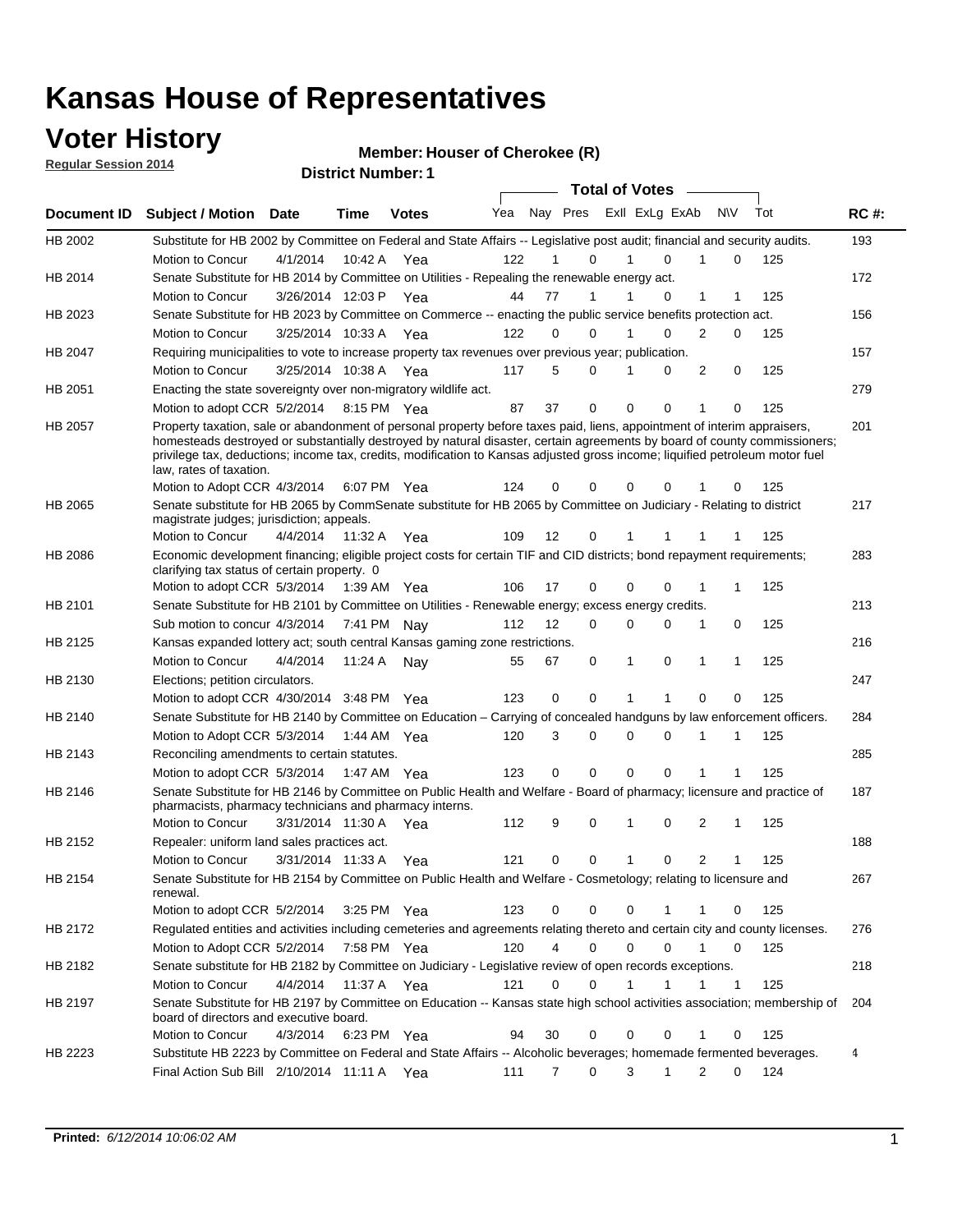# Kansas House of Representatives

## Voter History

**Regular Session 2014**

**Member: Houser of Cherokee (R)**

**District Number: 1**

| Document ID | Subject / Motion | Date | Time | Votes | Yea | Nay | Pres | ExII | ExLg | ExAb | N\V | Tot | RC #: |
|---|---|---|---|---|---|---|---|---|---|---|---|---|---|
| HB 2002 | Substitute for HB 2002 by Committee on Federal and State Affairs -- Legislative post audit; financial and security audits. | | | | | | | | | | | | 193 |
| | Motion to Concur | 4/1/2014 | 10:42 A | Yea | 122 | 1 | 0 | 1 | 0 | 1 | 0 | 125 | |
| HB 2014 | Senate Substitute for HB 2014 by Committee on Utilities - Repealing the renewable energy act. | | | | | | | | | | | | 172 |
| | Motion to Concur | 3/26/2014 | 12:03 P | Yea | 44 | 77 | 1 | 1 | 0 | 1 | 1 | 125 | |
| HB 2023 | Senate Substitute for HB 2023 by Committee on Commerce -- enacting the public service benefits protection act. | | | | | | | | | | | | 156 |
| | Motion to Concur | 3/25/2014 | 10:33 A | Yea | 122 | 0 | 0 | 1 | 0 | 2 | 0 | 125 | |
| HB 2047 | Requiring municipalities to vote to increase property tax revenues over previous year; publication. | | | | | | | | | | | | 157 |
| | Motion to Concur | 3/25/2014 | 10:38 A | Yea | 117 | 5 | 0 | 1 | 0 | 2 | 0 | 125 | |
| HB 2051 | Enacting the state sovereignty over non-migratory wildlife act. | | | | | | | | | | | | 279 |
| | Motion to adopt CCR | 5/2/2014 | 8:15 PM | Yea | 87 | 37 | 0 | 0 | 0 | 1 | 0 | 125 | |
| HB 2057 | Property taxation, sale or abandonment of personal property before taxes paid, liens, appointment of interim appraisers, homesteads destroyed or substantially destroyed by natural disaster, certain agreements by board of county commissioners; privilege tax, deductions; income tax, credits, modification to Kansas adjusted gross income; liquified petroleum motor fuel law, rates of taxation. | | | | | | | | | | | | 201 |
| | Motion to Adopt CCR | 4/3/2014 | 6:07 PM | Yea | 124 | 0 | 0 | 0 | 0 | 1 | 0 | 125 | |
| HB 2065 | Senate substitute for HB 2065 by CommSenate substitute for HB 2065 by Committee on Judiciary - Relating to district magistrate judges; jurisdiction; appeals. | | | | | | | | | | | | 217 |
| | Motion to Concur | 4/4/2014 | 11:32 A | Yea | 109 | 12 | 0 | 1 | 1 | 1 | 1 | 125 | |
| HB 2086 | Economic development financing; eligible project costs for certain TIF and CID districts; bond repayment requirements; clarifying tax status of certain property. 0 | | | | | | | | | | | | 283 |
| | Motion to adopt CCR | 5/3/2014 | 1:39 AM | Yea | 106 | 17 | 0 | 0 | 0 | 1 | 1 | 125 | |
| HB 2101 | Senate Substitute for HB 2101 by Committee on Utilities - Renewable energy; excess energy credits. | | | | | | | | | | | | 213 |
| | Sub motion to concur | 4/3/2014 | 7:41 PM | Nay | 112 | 12 | 0 | 0 | 0 | 1 | 0 | 125 | |
| HB 2125 | Kansas expanded lottery act; south central Kansas gaming zone restrictions. | | | | | | | | | | | | 216 |
| | Motion to Concur | 4/4/2014 | 11:24 A | Nay | 55 | 67 | 0 | 1 | 0 | 1 | 1 | 125 | |
| HB 2130 | Elections; petition circulators. | | | | | | | | | | | | 247 |
| | Motion to adopt CCR | 4/30/2014 | 3:48 PM | Yea | 123 | 0 | 0 | 1 | 1 | 0 | 0 | 125 | |
| HB 2140 | Senate Substitute for HB 2140 by Committee on Education – Carrying of concealed handguns by law enforcement officers. | | | | | | | | | | | | 284 |
| | Motion to Adopt CCR | 5/3/2014 | 1:44 AM | Yea | 120 | 3 | 0 | 0 | 0 | 1 | 1 | 125 | |
| HB 2143 | Reconciling amendments to certain statutes. | | | | | | | | | | | | 285 |
| | Motion to adopt CCR | 5/3/2014 | 1:47 AM | Yea | 123 | 0 | 0 | 0 | 0 | 1 | 1 | 125 | |
| HB 2146 | Senate Substitute for HB 2146 by Committee on Public Health and Welfare - Board of pharmacy; licensure and practice of pharmacists, pharmacy technicians and pharmacy interns. | | | | | | | | | | | | 187 |
| | Motion to Concur | 3/31/2014 | 11:30 A | Yea | 112 | 9 | 0 | 1 | 0 | 2 | 1 | 125 | |
| HB 2152 | Repealer: uniform land sales practices act. | | | | | | | | | | | | 188 |
| | Motion to Concur | 3/31/2014 | 11:33 A | Yea | 121 | 0 | 0 | 1 | 0 | 2 | 1 | 125 | |
| HB 2154 | Senate Substitute for HB 2154 by Committee on Public Health and Welfare - Cosmetology; relating to licensure and renewal. | | | | | | | | | | | | 267 |
| | Motion to adopt CCR | 5/2/2014 | 3:25 PM | Yea | 123 | 0 | 0 | 0 | 1 | 1 | 0 | 125 | |
| HB 2172 | Regulated entities and activities including cemeteries and agreements relating thereto and certain city and county licenses. | | | | | | | | | | | | 276 |
| | Motion to Adopt CCR | 5/2/2014 | 7:58 PM | Yea | 120 | 4 | 0 | 0 | 0 | 1 | 0 | 125 | |
| HB 2182 | Senate substitute for HB 2182 by Committee on Judiciary - Legislative review of open records exceptions. | | | | | | | | | | | | 218 |
| | Motion to Concur | 4/4/2014 | 11:37 A | Yea | 121 | 0 | 0 | 1 | 1 | 1 | 1 | 125 | |
| HB 2197 | Senate Substitute for HB 2197 by Committee on Education -- Kansas state high school activities association; membership of board of directors and executive board. | | | | | | | | | | | | 204 |
| | Motion to Concur | 4/3/2014 | 6:23 PM | Yea | 94 | 30 | 0 | 0 | 0 | 1 | 0 | 125 | |
| HB 2223 | Substitute HB 2223 by Committee on Federal and State Affairs -- Alcoholic beverages; homemade fermented beverages. | | | | | | | | | | | | 4 |
| | Final Action Sub Bill | 2/10/2014 | 11:11 A | Yea | 111 | 7 | 0 | 3 | 1 | 2 | 0 | 124 | |

**Printed:** *6/12/2014 10:06:02 AM*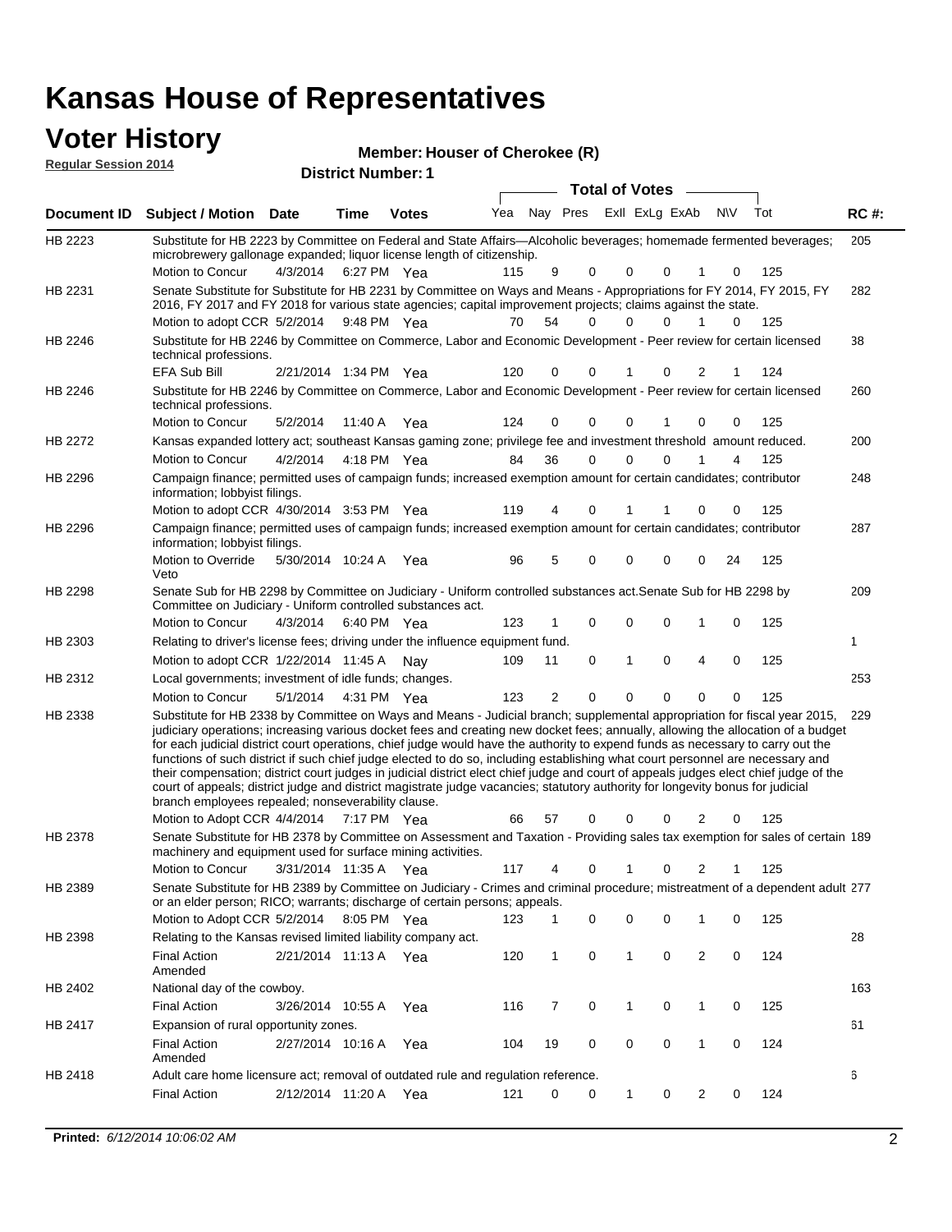# Kansas House of Representatives

## Voter History

**Regular Session 2014**

**Member: Houser of Cherokee (R)**

**District Number: 1**

| Document ID | Subject / Motion | Date | Time | Votes | Yea | Nay | Pres | ExII | ExLg | ExAb | N\V | Tot | RC #: |
|---|---|---|---|---|---|---|---|---|---|---|---|---|---|
| HB 2223 | Substitute for HB 2223 by Committee on Federal and State Affairs—Alcoholic beverages; homemade fermented beverages; microbrewery gallonage expanded; liquor license length of citizenship. | | | | | | | | | | | | 205 |
| | Motion to Concur | 4/3/2014 | 6:27 PM | Yea | 115 | 9 | 0 | 0 | 0 | 1 | 0 | 125 | |
| HB 2231 | Senate Substitute for Substitute for HB 2231 by Committee on Ways and Means - Appropriations for FY 2014, FY 2015, FY 2016, FY 2017 and FY 2018 for various state agencies; capital improvement projects; claims against the state. | | | | | | | | | | | | 282 |
| | Motion to adopt CCR | 5/2/2014 | 9:48 PM | Yea | 70 | 54 | 0 | 0 | 0 | 1 | 0 | 125 | |
| HB 2246 | Substitute for HB 2246 by Committee on Commerce, Labor and Economic Development - Peer review for certain licensed technical professions. | | | | | | | | | | | | 38 |
| | EFA Sub Bill | 2/21/2014 | 1:34 PM | Yea | 120 | 0 | 0 | 1 | 0 | 2 | 1 | 124 | |
| HB 2246 | Substitute for HB 2246 by Committee on Commerce, Labor and Economic Development - Peer review for certain licensed technical professions. | | | | | | | | | | | | 260 |
| | Motion to Concur | 5/2/2014 | 11:40 A | Yea | 124 | 0 | 0 | 0 | 1 | 0 | 0 | 125 | |
| HB 2272 | Kansas expanded lottery act; southeast Kansas gaming zone; privilege fee and investment threshold amount reduced. | | | | | | | | | | | | 200 |
| | Motion to Concur | 4/2/2014 | 4:18 PM | Yea | 84 | 36 | 0 | 0 | 0 | 1 | 4 | 125 | |
| HB 2296 | Campaign finance; permitted uses of campaign funds; increased exemption amount for certain candidates; contributor information; lobbyist filings. | | | | | | | | | | | | 248 |
| | Motion to adopt CCR | 4/30/2014 | 3:53 PM | Yea | 119 | 4 | 0 | 1 | 1 | 0 | 0 | 125 | |
| HB 2296 | Campaign finance; permitted uses of campaign funds; increased exemption amount for certain candidates; contributor information; lobbyist filings. | | | | | | | | | | | | 287 |
| | Motion to Override Veto | 5/30/2014 | 10:24 A | Yea | 96 | 5 | 0 | 0 | 0 | 0 | 24 | 125 | |
| HB 2298 | Senate Sub for HB 2298 by Committee on Judiciary - Uniform controlled substances act.Senate Sub for HB 2298 by Committee on Judiciary - Uniform controlled substances act. | | | | | | | | | | | | 209 |
| | Motion to Concur | 4/3/2014 | 6:40 PM | Yea | 123 | 1 | 0 | 0 | 0 | 1 | 0 | 125 | |
| HB 2303 | Relating to driver's license fees; driving under the influence equipment fund. | | | | | | | | | | | | 1 |
| | Motion to adopt CCR | 1/22/2014 | 11:45 A | Nay | 109 | 11 | 0 | 1 | 0 | 4 | 0 | 125 | |
| HB 2312 | Local governments; investment of idle funds; changes. | | | | | | | | | | | | 253 |
| | Motion to Concur | 5/1/2014 | 4:31 PM | Yea | 123 | 2 | 0 | 0 | 0 | 0 | 0 | 125 | |
| HB 2338 | Substitute for HB 2338 by Committee on Ways and Means - Judicial branch; supplemental appropriation for fiscal year 2015, judiciary operations; increasing various docket fees and creating new docket fees; annually, allowing the allocation of a budget for each judicial district court operations, chief judge would have the authority to expend funds as necessary to carry out the functions of such district if such chief judge elected to do so, including establishing what court personnel are necessary and their compensation; district court judges in judicial district elect chief judge and court of appeals judges elect chief judge of the court of appeals; district judge and district magistrate judge vacancies; statutory authority for longevity bonus for judicial branch employees repealed; nonseverability clause. | | | | | | | | | | | | 229 |
| | Motion to Adopt CCR | 4/4/2014 | 7:17 PM | Yea | 66 | 57 | 0 | 0 | 0 | 2 | 0 | 125 | |
| HB 2378 | Senate Substitute for HB 2378 by Committee on Assessment and Taxation - Providing sales tax exemption for sales of certain machinery and equipment used for surface mining activities. | | | | | | | | | | | | 189 |
| | Motion to Concur | 3/31/2014 | 11:35 A | Yea | 117 | 4 | 0 | 1 | 0 | 2 | 1 | 125 | |
| HB 2389 | Senate Substitute for HB 2389 by Committee on Judiciary - Crimes and criminal procedure; mistreatment of a dependent adult or an elder person; RICO; warrants; discharge of certain persons; appeals. | | | | | | | | | | | | 277 |
| | Motion to Adopt CCR | 5/2/2014 | 8:05 PM | Yea | 123 | 1 | 0 | 0 | 0 | 1 | 0 | 125 | |
| HB 2398 | Relating to the Kansas revised limited liability company act. | | | | | | | | | | | | 28 |
| | Final Action Amended | 2/21/2014 | 11:13 A | Yea | 120 | 1 | 0 | 1 | 0 | 2 | 0 | 124 | |
| HB 2402 | National day of the cowboy. | | | | | | | | | | | | 163 |
| | Final Action | 3/26/2014 | 10:55 A | Yea | 116 | 7 | 0 | 1 | 0 | 1 | 0 | 125 | |
| HB 2417 | Expansion of rural opportunity zones. | | | | | | | | | | | | 61 |
| | Final Action Amended | 2/27/2014 | 10:16 A | Yea | 104 | 19 | 0 | 0 | 0 | 1 | 0 | 124 | |
| HB 2418 | Adult care home licensure act; removal of outdated rule and regulation reference. | | | | | | | | | | | | 6 |
| | Final Action | 2/12/2014 | 11:20 A | Yea | 121 | 0 | 0 | 1 | 0 | 2 | 0 | 124 | |

**Printed:** *6/12/2014 10:06:02 AM*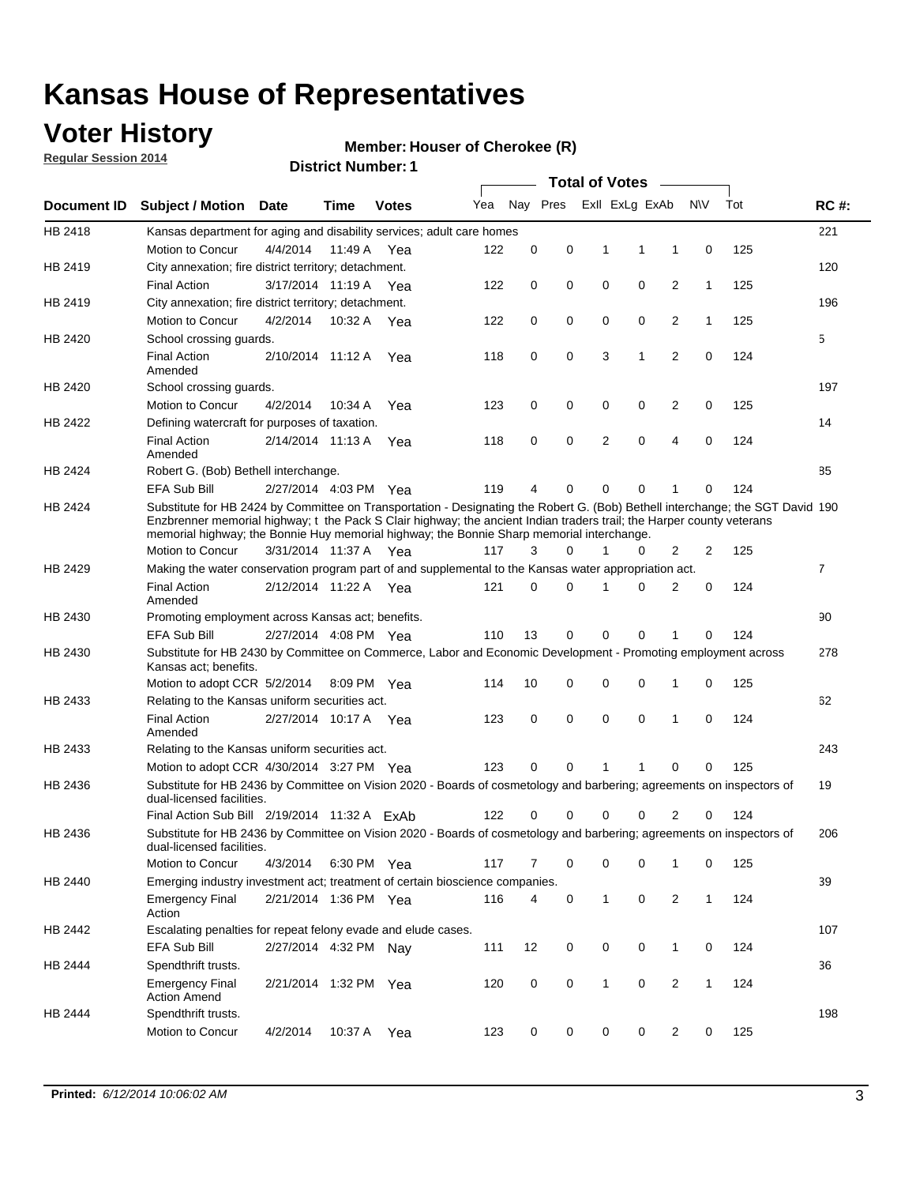# Kansas House of Representatives

## Voter History

**Regular Session 2014**

**Member: Houser of Cherokee (R)**

**District Number: 1**

| Document ID | Subject / Motion | Date | Time | Votes | Yea | Nay | Pres | ExII | ExLg | ExAb | N\V | Tot | RC #: |
|---|---|---|---|---|---|---|---|---|---|---|---|---|---|
| HB 2418 | Kansas department for aging and disability services; adult care homes | | | | | | | | | | | | 221 |
| | Motion to Concur | 4/4/2014 | 11:49 A | Yea | 122 | 0 | 0 | 1 | 1 | 1 | 0 | 125 | |
| HB 2419 | City annexation; fire district territory; detachment. | | | | | | | | | | | | 120 |
| | Final Action | 3/17/2014 | 11:19 A | Yea | 122 | 0 | 0 | 0 | 0 | 2 | 1 | 125 | |
| HB 2419 | City annexation; fire district territory; detachment. | | | | | | | | | | | | 196 |
| | Motion to Concur | 4/2/2014 | 10:32 A | Yea | 122 | 0 | 0 | 0 | 0 | 2 | 1 | 125 | |
| HB 2420 | School crossing guards. | | | | | | | | | | | | 5 |
| | Final Action Amended | 2/10/2014 | 11:12 A | Yea | 118 | 0 | 0 | 3 | 1 | 2 | 0 | 124 | |
| HB 2420 | School crossing guards. | | | | | | | | | | | | 197 |
| | Motion to Concur | 4/2/2014 | 10:34 A | Yea | 123 | 0 | 0 | 0 | 0 | 2 | 0 | 125 | |
| HB 2422 | Defining watercraft for purposes of taxation. | | | | | | | | | | | | 14 |
| | Final Action Amended | 2/14/2014 | 11:13 A | Yea | 118 | 0 | 0 | 2 | 0 | 4 | 0 | 124 | |
| HB 2424 | Robert G. (Bob) Bethell interchange. | | | | | | | | | | | | 85 |
| | EFA Sub Bill | 2/27/2014 | 4:03 PM | Yea | 119 | 4 | 0 | 0 | 0 | 1 | 0 | 124 | |
| HB 2424 | Substitute for HB 2424 by Committee on Transportation - Designating the Robert G. (Bob) Bethell interchange; the SGT David Enzbrenner memorial highway; t the Pack S Clair highway; the ancient Indian traders trail; the Harper county veterans memorial highway; the Bonnie Huy memorial highway; the Bonnie Sharp memorial interchange. | | | | | | | | | | | | 190 |
| | Motion to Concur | 3/31/2014 | 11:37 A | Yea | 117 | 3 | 0 | 1 | 0 | 2 | 2 | 125 | |
| HB 2429 | Making the water conservation program part of and supplemental to the Kansas water appropriation act. | | | | | | | | | | | | 7 |
| | Final Action Amended | 2/12/2014 | 11:22 A | Yea | 121 | 0 | 0 | 1 | 0 | 2 | 0 | 124 | |
| HB 2430 | Promoting employment across Kansas act; benefits. | | | | | | | | | | | | 90 |
| | EFA Sub Bill | 2/27/2014 | 4:08 PM | Yea | 110 | 13 | 0 | 0 | 0 | 1 | 0 | 124 | |
| HB 2430 | Substitute for HB 2430 by Committee on Commerce, Labor and Economic Development - Promoting employment across Kansas act; benefits. | | | | | | | | | | | | 278 |
| | Motion to adopt CCR | 5/2/2014 | 8:09 PM | Yea | 114 | 10 | 0 | 0 | 0 | 1 | 0 | 125 | |
| HB 2433 | Relating to the Kansas uniform securities act. | | | | | | | | | | | | 62 |
| | Final Action Amended | 2/27/2014 | 10:17 A | Yea | 123 | 0 | 0 | 0 | 0 | 1 | 0 | 124 | |
| HB 2433 | Relating to the Kansas uniform securities act. | | | | | | | | | | | | 243 |
| | Motion to adopt CCR | 4/30/2014 | 3:27 PM | Yea | 123 | 0 | 0 | 1 | 1 | 0 | 0 | 125 | |
| HB 2436 | Substitute for HB 2436 by Committee on Vision 2020 - Boards of cosmetology and barbering; agreements on inspectors of dual-licensed facilities. | | | | | | | | | | | | 19 |
| | Final Action Sub Bill | 2/19/2014 | 11:32 A | ExAb | 122 | 0 | 0 | 0 | 0 | 2 | 0 | 124 | |
| HB 2436 | Substitute for HB 2436 by Committee on Vision 2020 - Boards of cosmetology and barbering; agreements on inspectors of dual-licensed facilities. | | | | | | | | | | | | 206 |
| | Motion to Concur | 4/3/2014 | 6:30 PM | Yea | 117 | 7 | 0 | 0 | 0 | 1 | 0 | 125 | |
| HB 2440 | Emerging industry investment act; treatment of certain bioscience companies. | | | | | | | | | | | | 39 |
| | Emergency Final Action | 2/21/2014 | 1:36 PM | Yea | 116 | 4 | 0 | 1 | 0 | 2 | 1 | 124 | |
| HB 2442 | Escalating penalties for repeat felony evade and elude cases. | | | | | | | | | | | | 107 |
| | EFA Sub Bill | 2/27/2014 | 4:32 PM | Nay | 111 | 12 | 0 | 0 | 0 | 1 | 0 | 124 | |
| HB 2444 | Spendthrift trusts. | | | | | | | | | | | | 36 |
| | Emergency Final Action Amend | 2/21/2014 | 1:32 PM | Yea | 120 | 0 | 0 | 1 | 0 | 2 | 1 | 124 | |
| HB 2444 | Spendthrift trusts. | | | | | | | | | | | | 198 |
| | Motion to Concur | 4/2/2014 | 10:37 A | Yea | 123 | 0 | 0 | 0 | 0 | 2 | 0 | 125 | |

**Printed:** *6/12/2014 10:06:02 AM*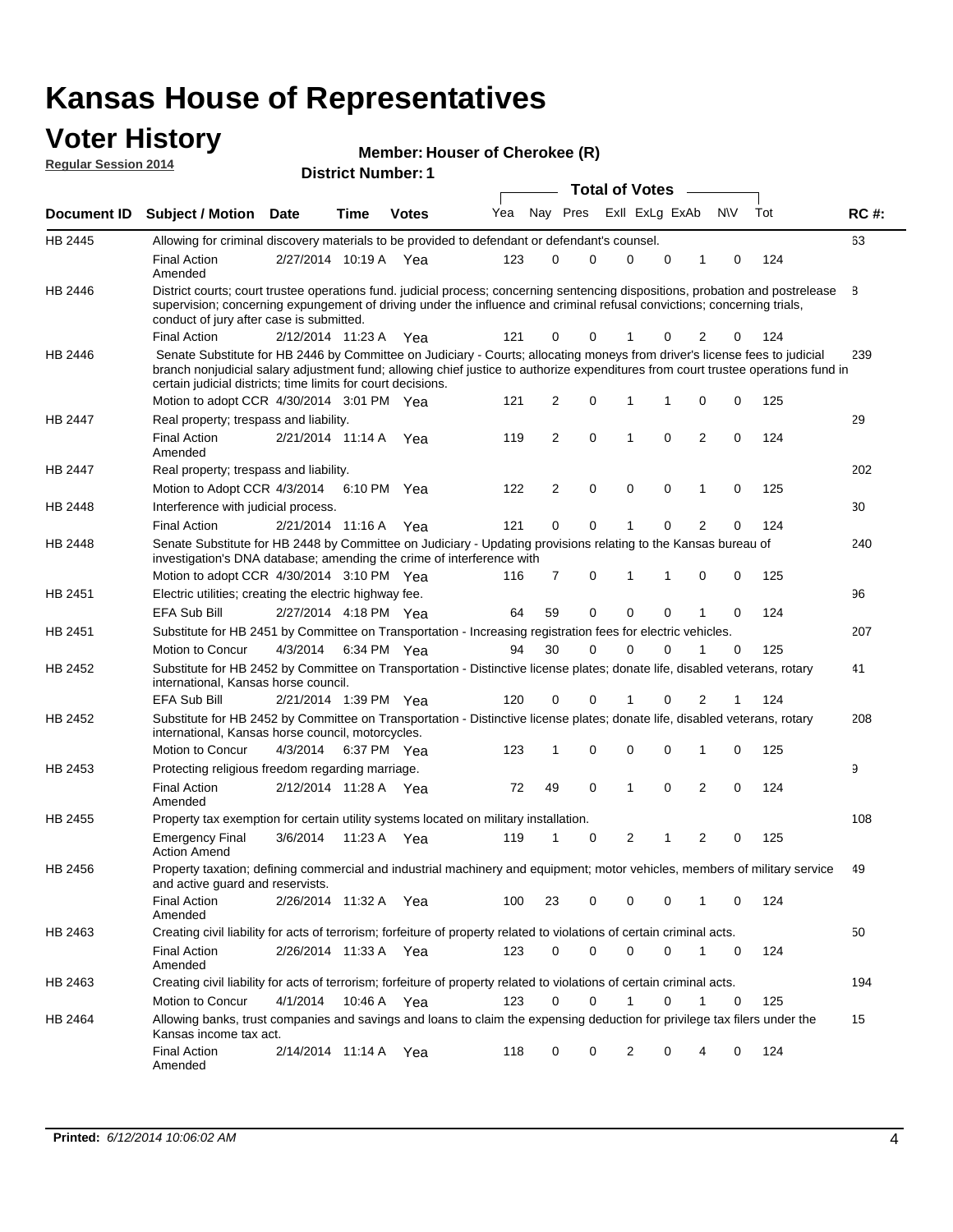# Kansas House of Representatives

## Voter History

**Regular Session 2014**

**Member: Houser of Cherokee (R)**

**District Number: 1**

| Document ID | Subject / Motion | Date | Time | Votes | Yea | Nay | Pres | ExlI | ExLg | ExAb | N\V | Tot | RC #: |
|---|---|---|---|---|---|---|---|---|---|---|---|---|---|
| HB 2445 | Allowing for criminal discovery materials to be provided to defendant or defendant's counsel. | | | | | | | | | | | | 63 |
| | Final Action Amended | 2/27/2014 | 10:19 A | Yea | 123 | 0 | 0 | 0 | 0 | 1 | 0 | 124 | |
| HB 2446 | District courts; court trustee operations fund. judicial process; concerning sentencing dispositions, probation and postrelease supervision; concerning expungement of driving under the influence and criminal refusal convictions; concerning trials, conduct of jury after case is submitted. | | | | | | | | | | | | 8 |
| | Final Action | 2/12/2014 | 11:23 A | Yea | 121 | 0 | 0 | 1 | 0 | 2 | 0 | 124 | |
| HB 2446 | Senate Substitute for HB 2446 by Committee on Judiciary - Courts; allocating moneys from driver's license fees to judicial branch nonjudicial salary adjustment fund; allowing chief justice to authorize expenditures from court trustee operations fund in certain judicial districts; time limits for court decisions. | | | | | | | | | | | | 239 |
| | Motion to adopt CCR | 4/30/2014 | 3:01 PM | Yea | 121 | 2 | 0 | 1 | 1 | 0 | 0 | 125 | |
| HB 2447 | Real property; trespass and liability. | | | | | | | | | | | | 29 |
| | Final Action Amended | 2/21/2014 | 11:14 A | Yea | 119 | 2 | 0 | 1 | 0 | 2 | 0 | 124 | |
| HB 2447 | Real property; trespass and liability. | | | | | | | | | | | | 202 |
| | Motion to Adopt CCR | 4/3/2014 | 6:10 PM | Yea | 122 | 2 | 0 | 0 | 0 | 1 | 0 | 125 | |
| HB 2448 | Interference with judicial process. | | | | | | | | | | | | 30 |
| | Final Action | 2/21/2014 | 11:16 A | Yea | 121 | 0 | 0 | 1 | 0 | 2 | 0 | 124 | |
| HB 2448 | Senate Substitute for HB 2448 by Committee on Judiciary - Updating provisions relating to the Kansas bureau of investigation's DNA database; amending the crime of interference with | | | | | | | | | | | | 240 |
| | Motion to adopt CCR | 4/30/2014 | 3:10 PM | Yea | 116 | 7 | 0 | 1 | 1 | 0 | 0 | 125 | |
| HB 2451 | Electric utilities; creating the electric highway fee. | | | | | | | | | | | | 96 |
| | EFA Sub Bill | 2/27/2014 | 4:18 PM | Yea | 64 | 59 | 0 | 0 | 0 | 1 | 0 | 124 | |
| HB 2451 | Substitute for HB 2451 by Committee on Transportation - Increasing registration fees for electric vehicles. | | | | | | | | | | | | 207 |
| | Motion to Concur | 4/3/2014 | 6:34 PM | Yea | 94 | 30 | 0 | 0 | 0 | 1 | 0 | 125 | |
| HB 2452 | Substitute for HB 2452 by Committee on Transportation - Distinctive license plates; donate life, disabled veterans, rotary international, Kansas horse council. | | | | | | | | | | | | 41 |
| | EFA Sub Bill | 2/21/2014 | 1:39 PM | Yea | 120 | 0 | 0 | 1 | 0 | 2 | 1 | 124 | |
| HB 2452 | Substitute for HB 2452 by Committee on Transportation - Distinctive license plates; donate life, disabled veterans, rotary international, Kansas horse council, motorcycles. | | | | | | | | | | | | 208 |
| | Motion to Concur | 4/3/2014 | 6:37 PM | Yea | 123 | 1 | 0 | 0 | 0 | 1 | 0 | 125 | |
| HB 2453 | Protecting religious freedom regarding marriage. | | | | | | | | | | | | 9 |
| | Final Action Amended | 2/12/2014 | 11:28 A | Yea | 72 | 49 | 0 | 1 | 0 | 2 | 0 | 124 | |
| HB 2455 | Property tax exemption for certain utility systems located on military installation. | | | | | | | | | | | | 108 |
| | Emergency Final Action Amend | 3/6/2014 | 11:23 A | Yea | 119 | 1 | 0 | 2 | 1 | 2 | 0 | 125 | |
| HB 2456 | Property taxation; defining commercial and industrial machinery and equipment; motor vehicles, members of military service and active guard and reservists. | | | | | | | | | | | | 49 |
| | Final Action Amended | 2/26/2014 | 11:32 A | Yea | 100 | 23 | 0 | 0 | 0 | 1 | 0 | 124 | |
| HB 2463 | Creating civil liability for acts of terrorism; forfeiture of property related to violations of certain criminal acts. | | | | | | | | | | | | 50 |
| | Final Action Amended | 2/26/2014 | 11:33 A | Yea | 123 | 0 | 0 | 0 | 0 | 1 | 0 | 124 | |
| HB 2463 | Creating civil liability for acts of terrorism; forfeiture of property related to violations of certain criminal acts. | | | | | | | | | | | | 194 |
| | Motion to Concur | 4/1/2014 | 10:46 A | Yea | 123 | 0 | 0 | 1 | 0 | 1 | 0 | 125 | |
| HB 2464 | Allowing banks, trust companies and savings and loans to claim the expensing deduction for privilege tax filers under the Kansas income tax act. | | | | | | | | | | | | 15 |
| | Final Action Amended | 2/14/2014 | 11:14 A | Yea | 118 | 0 | 0 | 2 | 0 | 4 | 0 | 124 | |

**Printed:** *6/12/2014 10:06:02 AM*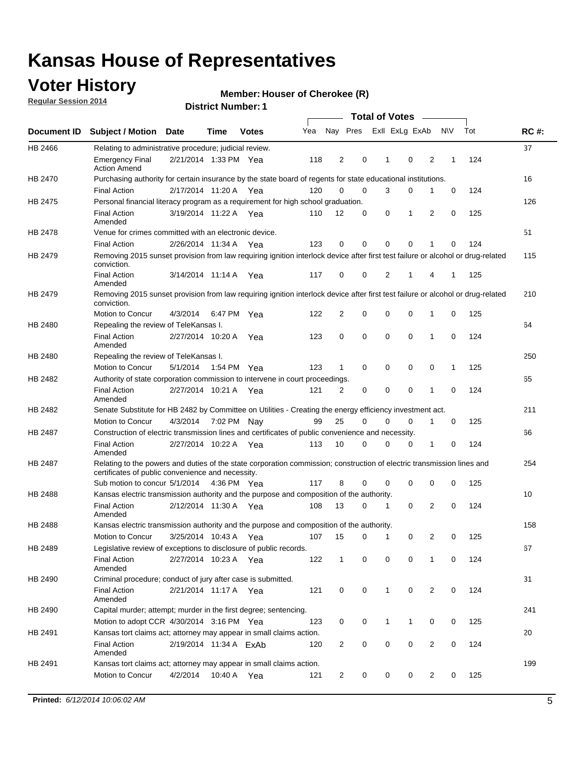# Kansas House of Representatives

## Voter History

**Regular Session 2014**

**Member: Houser of Cherokee (R)**

**District Number: 1**

| Document ID | Subject / Motion | Date | Time | Votes | Yea | Nay | Pres | ExII | ExLg | ExAb | N\V | Tot | RC #: |
|---|---|---|---|---|---|---|---|---|---|---|---|---|---|
| HB 2466 | Relating to administrative procedure; judicial review. | | | | | | | | | | | | 37 |
| | Emergency Final Action Amend | 2/21/2014 | 1:33 PM | Yea | 118 | 2 | 0 | 1 | 0 | 2 | 1 | 124 | |
| HB 2470 | Purchasing authority for certain insurance by the state board of regents for state educational institutions. | | | | | | | | | | | | 16 |
| | Final Action | 2/17/2014 | 11:20 A | Yea | 120 | 0 | 0 | 3 | 0 | 1 | 0 | 124 | |
| HB 2475 | Personal financial literacy program as a requirement for high school graduation. | | | | | | | | | | | | 126 |
| | Final Action Amended | 3/19/2014 | 11:22 A | Yea | 110 | 12 | 0 | 0 | 1 | 2 | 0 | 125 | |
| HB 2478 | Venue for crimes committed with an electronic device. | | | | | | | | | | | | 51 |
| | Final Action | 2/26/2014 | 11:34 A | Yea | 123 | 0 | 0 | 0 | 0 | 1 | 0 | 124 | |
| HB 2479 | Removing 2015 sunset provision from law requiring ignition interlock device after first test failure or alcohol or drug-related conviction. | | | | | | | | | | | | 115 |
| | Final Action Amended | 3/14/2014 | 11:14 A | Yea | 117 | 0 | 0 | 2 | 1 | 4 | 1 | 125 | |
| HB 2479 | Removing 2015 sunset provision from law requiring ignition interlock device after first test failure or alcohol or drug-related conviction. | | | | | | | | | | | | 210 |
| | Motion to Concur | 4/3/2014 | 6:47 PM | Yea | 122 | 2 | 0 | 0 | 0 | 1 | 0 | 125 | |
| HB 2480 | Repealing the review of TeleKansas I. | | | | | | | | | | | | 64 |
| | Final Action Amended | 2/27/2014 | 10:20 A | Yea | 123 | 0 | 0 | 0 | 0 | 1 | 0 | 124 | |
| HB 2480 | Repealing the review of TeleKansas I. | | | | | | | | | | | | 250 |
| | Motion to Concur | 5/1/2014 | 1:54 PM | Yea | 123 | 1 | 0 | 0 | 0 | 0 | 1 | 125 | |
| HB 2482 | Authority of state corporation commission to intervene in court proceedings. | | | | | | | | | | | | 65 |
| | Final Action Amended | 2/27/2014 | 10:21 A | Yea | 121 | 2 | 0 | 0 | 0 | 1 | 0 | 124 | |
| HB 2482 | Senate Substitute for HB 2482 by Committee on Utilities - Creating the energy efficiency investment act. | | | | | | | | | | | | 211 |
| | Motion to Concur | 4/3/2014 | 7:02 PM | Nay | 99 | 25 | 0 | 0 | 0 | 1 | 0 | 125 | |
| HB 2487 | Construction of electric transmission lines and certificates of public convenience and necessity. | | | | | | | | | | | | 66 |
| | Final Action Amended | 2/27/2014 | 10:22 A | Yea | 113 | 10 | 0 | 0 | 0 | 1 | 0 | 124 | |
| HB 2487 | Relating to the powers and duties of the state corporation commission; construction of electric transmission lines and certificates of public convenience and necessity. | | | | | | | | | | | | 254 |
| | Sub motion to concur | 5/1/2014 | 4:36 PM | Yea | 117 | 8 | 0 | 0 | 0 | 0 | 0 | 125 | |
| HB 2488 | Kansas electric transmission authority and the purpose and composition of the authority. | | | | | | | | | | | | 10 |
| | Final Action Amended | 2/12/2014 | 11:30 A | Yea | 108 | 13 | 0 | 1 | 0 | 2 | 0 | 124 | |
| HB 2488 | Kansas electric transmission authority and the purpose and composition of the authority. | | | | | | | | | | | | 158 |
| | Motion to Concur | 3/25/2014 | 10:43 A | Yea | 107 | 15 | 0 | 1 | 0 | 2 | 0 | 125 | |
| HB 2489 | Legislative review of exceptions to disclosure of public records. | | | | | | | | | | | | 67 |
| | Final Action Amended | 2/27/2014 | 10:23 A | Yea | 122 | 1 | 0 | 0 | 0 | 1 | 0 | 124 | |
| HB 2490 | Criminal procedure; conduct of jury after case is submitted. | | | | | | | | | | | | 31 |
| | Final Action Amended | 2/21/2014 | 11:17 A | Yea | 121 | 0 | 0 | 1 | 0 | 2 | 0 | 124 | |
| HB 2490 | Capital murder; attempt; murder in the first degree; sentencing. | | | | | | | | | | | | 241 |
| | Motion to adopt CCR | 4/30/2014 | 3:16 PM | Yea | 123 | 0 | 0 | 1 | 1 | 0 | 0 | 125 | |
| HB 2491 | Kansas tort claims act; attorney may appear in small claims action. | | | | | | | | | | | | 20 |
| | Final Action Amended | 2/19/2014 | 11:34 A | ExAb | 120 | 2 | 0 | 0 | 0 | 2 | 0 | 124 | |
| HB 2491 | Kansas tort claims act; attorney may appear in small claims action. | | | | | | | | | | | | 199 |
| | Motion to Concur | 4/2/2014 | 10:40 A | Yea | 121 | 2 | 0 | 0 | 0 | 2 | 0 | 125 | |

**Printed:** *6/12/2014 10:06:02 AM*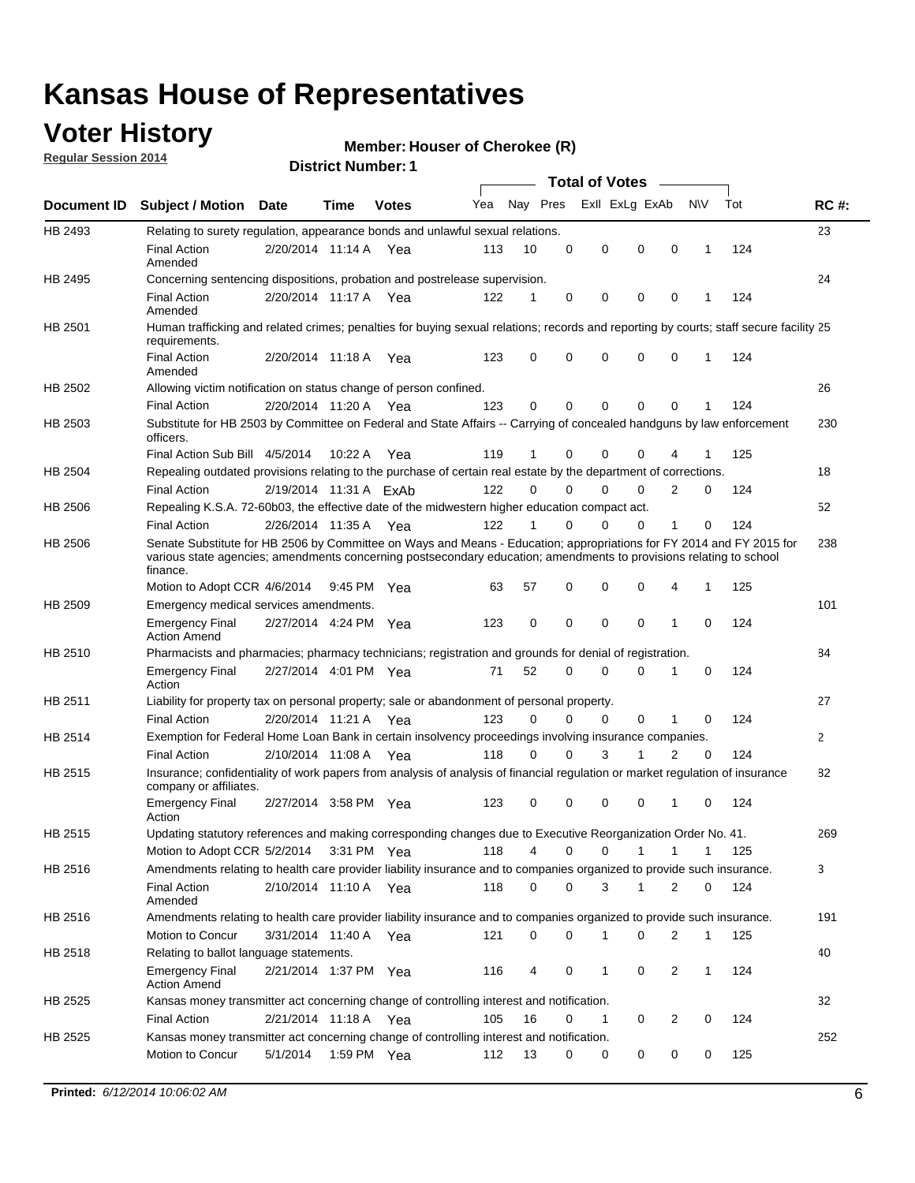# Kansas House of Representatives

## Voter History

**Regular Session 2014**

**Member: Houser of Cherokee (R)**

**District Number: 1**

| Document ID | Subject / Motion | Date | Time | Votes | Yea | Nay | Pres | ExII | ExLg | ExAb | N\V | Tot | RC #: |
|---|---|---|---|---|---|---|---|---|---|---|---|---|---|
| HB 2493 | Relating to surety regulation, appearance bonds and unlawful sexual relations. | | | | | | | | | | | | 23 |
| | Final Action Amended | 2/20/2014 | 11:14 A | Yea | 113 | 10 | 0 | 0 | 0 | 0 | 1 | 124 | |
| HB 2495 | Concerning sentencing dispositions, probation and postrelease supervision. | | | | | | | | | | | | 24 |
| | Final Action Amended | 2/20/2014 | 11:17 A | Yea | 122 | 1 | 0 | 0 | 0 | 0 | 1 | 124 | |
| HB 2501 | Human trafficking and related crimes; penalties for buying sexual relations; records and reporting by courts; staff secure facility requirements. | | | | | | | | | | | | 25 |
| | Final Action Amended | 2/20/2014 | 11:18 A | Yea | 123 | 0 | 0 | 0 | 0 | 0 | 1 | 124 | |
| HB 2502 | Allowing victim notification on status change of person confined. | | | | | | | | | | | | 26 |
| | Final Action | 2/20/2014 | 11:20 A | Yea | 123 | 0 | 0 | 0 | 0 | 0 | 1 | 124 | |
| HB 2503 | Substitute for HB 2503 by Committee on Federal and State Affairs -- Carrying of concealed handguns by law enforcement officers. | | | | | | | | | | | | 230 |
| | Final Action Sub Bill | 4/5/2014 | 10:22 A | Yea | 119 | 1 | 0 | 0 | 0 | 4 | 1 | 125 | |
| HB 2504 | Repealing outdated provisions relating to the purchase of certain real estate by the department of corrections. | | | | | | | | | | | | 18 |
| | Final Action | 2/19/2014 | 11:31 A | ExAb | 122 | 0 | 0 | 0 | 0 | 2 | 0 | 124 | |
| HB 2506 | Repealing K.S.A. 72-60b03, the effective date of the midwestern higher education compact act. | | | | | | | | | | | | 52 |
| | Final Action | 2/26/2014 | 11:35 A | Yea | 122 | 1 | 0 | 0 | 0 | 1 | 0 | 124 | |
| HB 2506 | Senate Substitute for HB 2506 by Committee on Ways and Means - Education; appropriations for FY 2014 and FY 2015 for various state agencies; amendments concerning postsecondary education; amendments to provisions relating to school finance. | | | | | | | | | | | | 238 |
| | Motion to Adopt CCR | 4/6/2014 | 9:45 PM | Yea | 63 | 57 | 0 | 0 | 0 | 4 | 1 | 125 | |
| HB 2509 | Emergency medical services amendments. | | | | | | | | | | | | 101 |
| | Emergency Final Action Amend | 2/27/2014 | 4:24 PM | Yea | 123 | 0 | 0 | 0 | 0 | 1 | 0 | 124 | |
| HB 2510 | Pharmacists and pharmacies; pharmacy technicians; registration and grounds for denial of registration. | | | | | | | | | | | | 84 |
| | Emergency Final Action | 2/27/2014 | 4:01 PM | Yea | 71 | 52 | 0 | 0 | 0 | 1 | 0 | 124 | |
| HB 2511 | Liability for property tax on personal property; sale or abandonment of personal property. | | | | | | | | | | | | 27 |
| | Final Action | 2/20/2014 | 11:21 A | Yea | 123 | 0 | 0 | 0 | 0 | 1 | 0 | 124 | |
| HB 2514 | Exemption for Federal Home Loan Bank in certain insolvency proceedings involving insurance companies. | | | | | | | | | | | | 2 |
| | Final Action | 2/10/2014 | 11:08 A | Yea | 118 | 0 | 0 | 3 | 1 | 2 | 0 | 124 | |
| HB 2515 | Insurance; confidentiality of work papers from analysis of analysis of financial regulation or market regulation of insurance company or affiliates. | | | | | | | | | | | | 82 |
| | Emergency Final Action | 2/27/2014 | 3:58 PM | Yea | 123 | 0 | 0 | 0 | 0 | 1 | 0 | 124 | |
| HB 2515 | Updating statutory references and making corresponding changes due to Executive Reorganization Order No. 41. | | | | | | | | | | | | 269 |
| | Motion to Adopt CCR | 5/2/2014 | 3:31 PM | Yea | 118 | 4 | 0 | 0 | 1 | 1 | 1 | 125 | |
| HB 2516 | Amendments relating to health care provider liability insurance and to companies organized to provide such insurance. | | | | | | | | | | | | 3 |
| | Final Action Amended | 2/10/2014 | 11:10 A | Yea | 118 | 0 | 0 | 3 | 1 | 2 | 0 | 124 | |
| HB 2516 | Amendments relating to health care provider liability insurance and to companies organized to provide such insurance. | | | | | | | | | | | | 191 |
| | Motion to Concur | 3/31/2014 | 11:40 A | Yea | 121 | 0 | 0 | 1 | 0 | 2 | 1 | 125 | |
| HB 2518 | Relating to ballot language statements. | | | | | | | | | | | | 40 |
| | Emergency Final Action Amend | 2/21/2014 | 1:37 PM | Yea | 116 | 4 | 0 | 1 | 0 | 2 | 1 | 124 | |
| HB 2525 | Kansas money transmitter act concerning change of controlling interest and notification. | | | | | | | | | | | | 32 |
| | Final Action | 2/21/2014 | 11:18 A | Yea | 105 | 16 | 0 | 1 | 0 | 2 | 0 | 124 | |
| HB 2525 | Kansas money transmitter act concerning change of controlling interest and notification. | | | | | | | | | | | | 252 |
| | Motion to Concur | 5/1/2014 | 1:59 PM | Yea | 112 | 13 | 0 | 0 | 0 | 0 | 0 | 125 | |

**Printed:** *6/12/2014 10:06:02 AM*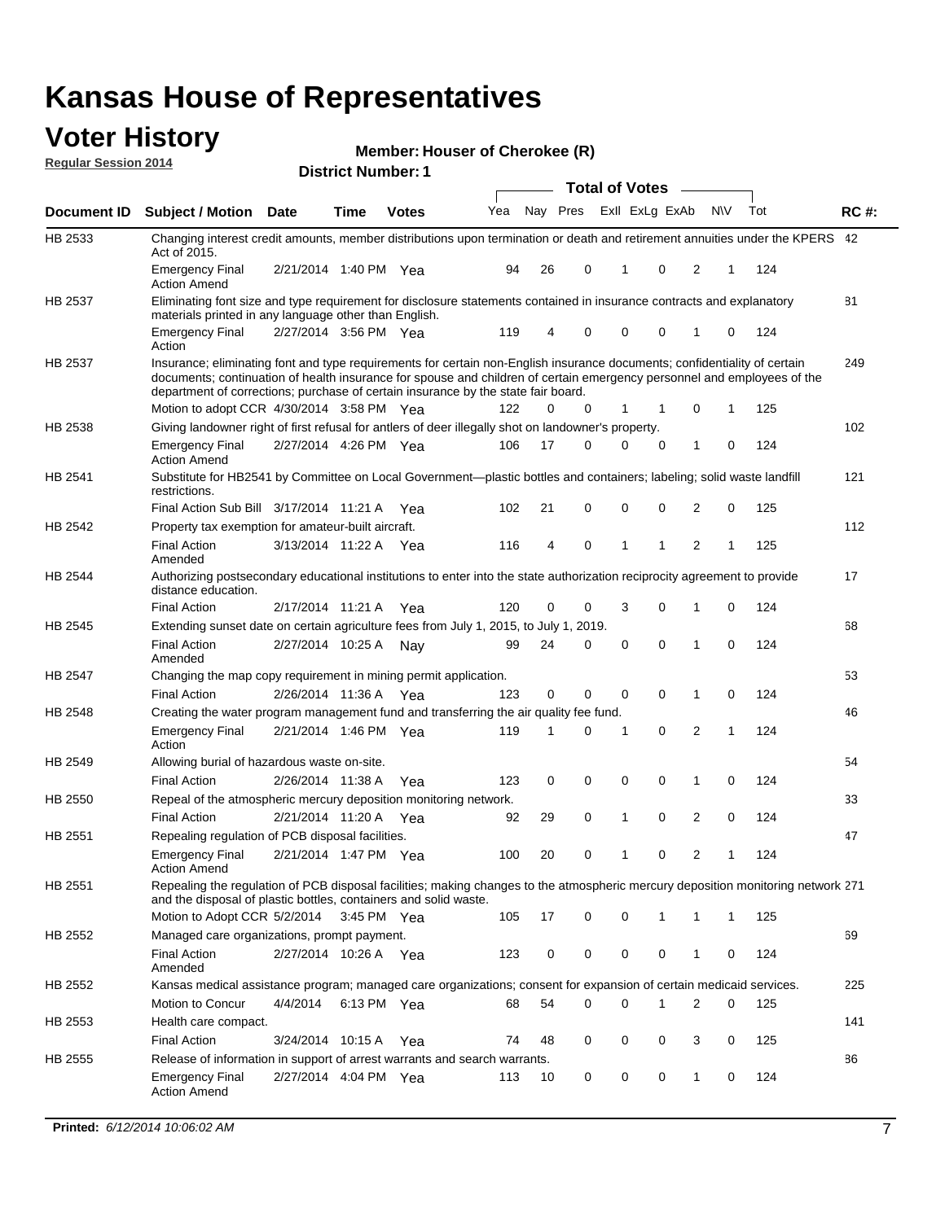# Kansas House of Representatives

## Voter History

**Regular Session 2014**

**Member: Houser of Cherokee (R)**

**District Number: 1**

| Document ID | Subject / Motion | Date | Time | Votes | Yea | Nay | Pres | ExII | ExLg | ExAb | N\V | Tot | RC #: |
|---|---|---|---|---|---|---|---|---|---|---|---|---|---|
| HB 2533 | Changing interest credit amounts, member distributions upon termination or death and retirement annuities under the KPERS Act of 2015. | | | | | | | | | | | | 42 |
| | Emergency Final Action Amend | 2/21/2014 | 1:40 PM | Yea | 94 | 26 | 0 | 1 | 0 | 2 | 1 | 124 | |
| HB 2537 | Eliminating font size and type requirement for disclosure statements contained in insurance contracts and explanatory materials printed in any language other than English. | | | | | | | | | | | | 81 |
| | Emergency Final Action | 2/27/2014 | 3:56 PM | Yea | 119 | 4 | 0 | 0 | 0 | 1 | 0 | 124 | |
| HB 2537 | Insurance; eliminating font and type requirements for certain non-English insurance documents; confidentiality of certain documents; continuation of health insurance for spouse and children of certain emergency personnel and employees of the department of corrections; purchase of certain insurance by the state fair board. | | | | | | | | | | | | 249 |
| | Motion to adopt CCR | 4/30/2014 | 3:58 PM | Yea | 122 | 0 | 0 | 1 | 1 | 0 | 1 | 125 | |
| HB 2538 | Giving landowner right of first refusal for antlers of deer illegally shot on landowner's property. | | | | | | | | | | | | 102 |
| | Emergency Final Action Amend | 2/27/2014 | 4:26 PM | Yea | 106 | 17 | 0 | 0 | 0 | 1 | 0 | 124 | |
| HB 2541 | Substitute for HB2541 by Committee on Local Government—plastic bottles and containers; labeling; solid waste landfill restrictions. | | | | | | | | | | | | 121 |
| | Final Action Sub Bill | 3/17/2014 | 11:21 A | Yea | 102 | 21 | 0 | 0 | 0 | 2 | 0 | 125 | |
| HB 2542 | Property tax exemption for amateur-built aircraft. | | | | | | | | | | | | 112 |
| | Final Action Amended | 3/13/2014 | 11:22 A | Yea | 116 | 4 | 0 | 1 | 1 | 2 | 1 | 125 | |
| HB 2544 | Authorizing postsecondary educational institutions to enter into the state authorization reciprocity agreement to provide distance education. | | | | | | | | | | | | 17 |
| | Final Action | 2/17/2014 | 11:21 A | Yea | 120 | 0 | 0 | 3 | 0 | 1 | 0 | 124 | |
| HB 2545 | Extending sunset date on certain agriculture fees from July 1, 2015, to July 1, 2019. | | | | | | | | | | | | 68 |
| | Final Action Amended | 2/27/2014 | 10:25 A | Nay | 99 | 24 | 0 | 0 | 0 | 1 | 0 | 124 | |
| HB 2547 | Changing the map copy requirement in mining permit application. | | | | | | | | | | | | 53 |
| | Final Action | 2/26/2014 | 11:36 A | Yea | 123 | 0 | 0 | 0 | 0 | 1 | 0 | 124 | |
| HB 2548 | Creating the water program management fund and transferring the air quality fee fund. | | | | | | | | | | | | 46 |
| | Emergency Final Action | 2/21/2014 | 1:46 PM | Yea | 119 | 1 | 0 | 1 | 0 | 2 | 1 | 124 | |
| HB 2549 | Allowing burial of hazardous waste on-site. | | | | | | | | | | | | 54 |
| | Final Action | 2/26/2014 | 11:38 A | Yea | 123 | 0 | 0 | 0 | 0 | 1 | 0 | 124 | |
| HB 2550 | Repeal of the atmospheric mercury deposition monitoring network. | | | | | | | | | | | | 33 |
| | Final Action | 2/21/2014 | 11:20 A | Yea | 92 | 29 | 0 | 1 | 0 | 2 | 0 | 124 | |
| HB 2551 | Repealing regulation of PCB disposal facilities. | | | | | | | | | | | | 47 |
| | Emergency Final Action Amend | 2/21/2014 | 1:47 PM | Yea | 100 | 20 | 0 | 1 | 0 | 2 | 1 | 124 | |
| HB 2551 | Repealing the regulation of PCB disposal facilities; making changes to the atmospheric mercury deposition monitoring network and the disposal of plastic bottles, containers and solid waste. | | | | | | | | | | | | 271 |
| | Motion to Adopt CCR | 5/2/2014 | 3:45 PM | Yea | 105 | 17 | 0 | 0 | 1 | 1 | 1 | 125 | |
| HB 2552 | Managed care organizations, prompt payment. | | | | | | | | | | | | 69 |
| | Final Action Amended | 2/27/2014 | 10:26 A | Yea | 123 | 0 | 0 | 0 | 0 | 1 | 0 | 124 | |
| HB 2552 | Kansas medical assistance program; managed care organizations; consent for expansion of certain medicaid services. | | | | | | | | | | | | 225 |
| | Motion to Concur | 4/4/2014 | 6:13 PM | Yea | 68 | 54 | 0 | 0 | 1 | 2 | 0 | 125 | |
| HB 2553 | Health care compact. | | | | | | | | | | | | 141 |
| | Final Action | 3/24/2014 | 10:15 A | Yea | 74 | 48 | 0 | 0 | 0 | 3 | 0 | 125 | |
| HB 2555 | Release of information in support of arrest warrants and search warrants. | | | | | | | | | | | | 86 |
| | Emergency Final Action Amend | 2/27/2014 | 4:04 PM | Yea | 113 | 10 | 0 | 0 | 0 | 1 | 0 | 124 | |

**Printed:** *6/12/2014 10:06:02 AM*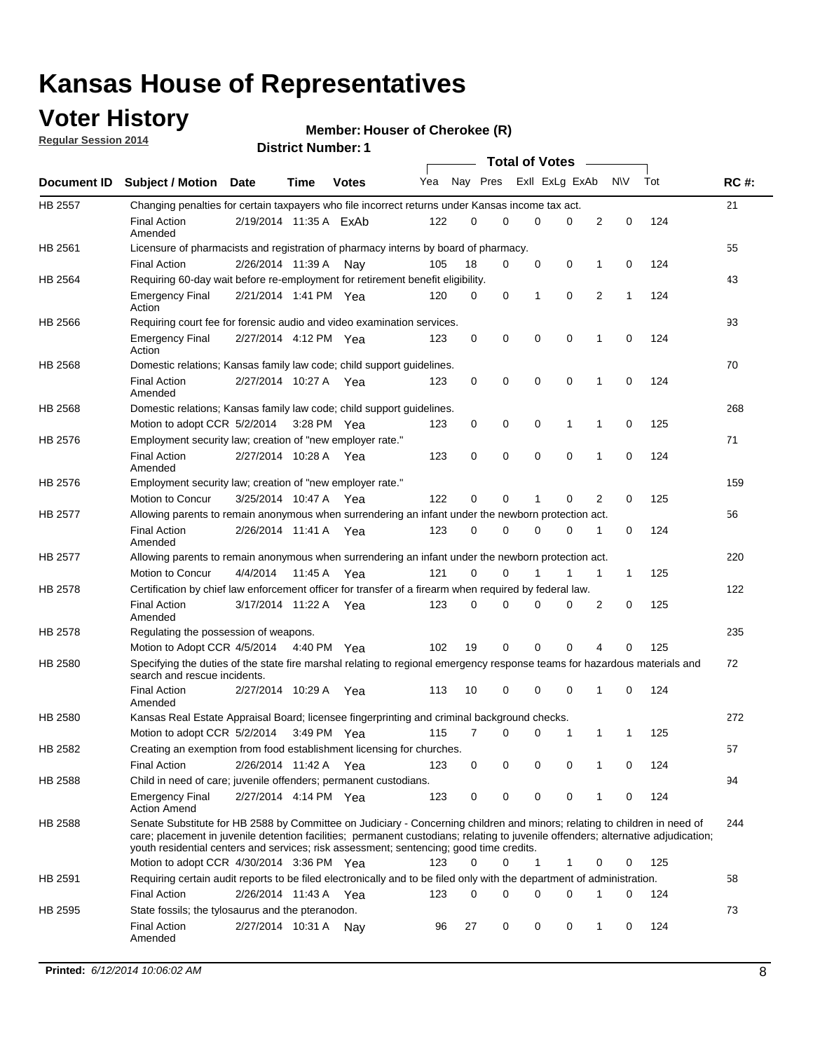# Kansas House of Representatives

## Voter History

**Regular Session 2014**

**Member: Houser of Cherokee (R)**

**District Number: 1**

| Document ID | Subject / Motion | Date | Time | Votes | Yea | Nay | Pres | ExII | ExLg | ExAb | N\V | Tot | RC #: |
|---|---|---|---|---|---|---|---|---|---|---|---|---|---|
| HB 2557 | Changing penalties for certain taxpayers who file incorrect returns under Kansas income tax act. | | | | | | | | | | | | 21 |
| | Final Action Amended | 2/19/2014 | 11:35 A | ExAb | 122 | 0 | 0 | 0 | 0 | 2 | 0 | 124 | |
| HB 2561 | Licensure of pharmacists and registration of pharmacy interns by board of pharmacy. | | | | | | | | | | | | 55 |
| | Final Action | 2/26/2014 | 11:39 A | Nay | 105 | 18 | 0 | 0 | 0 | 1 | 0 | 124 | |
| HB 2564 | Requiring 60-day wait before re-employment for retirement benefit eligibility. | | | | | | | | | | | | 43 |
| | Emergency Final Action | 2/21/2014 | 1:41 PM | Yea | 120 | 0 | 0 | 1 | 0 | 2 | 1 | 124 | |
| HB 2566 | Requiring court fee for forensic audio and video examination services. | | | | | | | | | | | | 93 |
| | Emergency Final Action | 2/27/2014 | 4:12 PM | Yea | 123 | 0 | 0 | 0 | 0 | 1 | 0 | 124 | |
| HB 2568 | Domestic relations; Kansas family law code; child support guidelines. | | | | | | | | | | | | 70 |
| | Final Action Amended | 2/27/2014 | 10:27 A | Yea | 123 | 0 | 0 | 0 | 0 | 1 | 0 | 124 | |
| HB 2568 | Domestic relations; Kansas family law code; child support guidelines. | | | | | | | | | | | | 268 |
| | Motion to adopt CCR | 5/2/2014 | 3:28 PM | Yea | 123 | 0 | 0 | 0 | 1 | 1 | 0 | 125 | |
| HB 2576 | Employment security law; creation of "new employer rate." | | | | | | | | | | | | 71 |
| | Final Action Amended | 2/27/2014 | 10:28 A | Yea | 123 | 0 | 0 | 0 | 0 | 1 | 0 | 124 | |
| HB 2576 | Employment security law; creation of "new employer rate." | | | | | | | | | | | | 159 |
| | Motion to Concur | 3/25/2014 | 10:47 A | Yea | 122 | 0 | 0 | 1 | 0 | 2 | 0 | 125 | |
| HB 2577 | Allowing parents to remain anonymous when surrendering an infant under the newborn protection act. | | | | | | | | | | | | 56 |
| | Final Action Amended | 2/26/2014 | 11:41 A | Yea | 123 | 0 | 0 | 0 | 0 | 1 | 0 | 124 | |
| HB 2577 | Allowing parents to remain anonymous when surrendering an infant under the newborn protection act. | | | | | | | | | | | | 220 |
| | Motion to Concur | 4/4/2014 | 11:45 A | Yea | 121 | 0 | 0 | 1 | 1 | 1 | 1 | 125 | |
| HB 2578 | Certification by chief law enforcement officer for transfer of a firearm when required by federal law. | | | | | | | | | | | | 122 |
| | Final Action Amended | 3/17/2014 | 11:22 A | Yea | 123 | 0 | 0 | 0 | 0 | 2 | 0 | 125 | |
| HB 2578 | Regulating the possession of weapons. | | | | | | | | | | | | 235 |
| | Motion to Adopt CCR | 4/5/2014 | 4:40 PM | Yea | 102 | 19 | 0 | 0 | 0 | 4 | 0 | 125 | |
| HB 2580 | Specifying the duties of the state fire marshal relating to regional emergency response teams for hazardous materials and search and rescue incidents. | | | | | | | | | | | | 72 |
| | Final Action Amended | 2/27/2014 | 10:29 A | Yea | 113 | 10 | 0 | 0 | 0 | 1 | 0 | 124 | |
| HB 2580 | Kansas Real Estate Appraisal Board; licensee fingerprinting and criminal background checks. | | | | | | | | | | | | 272 |
| | Motion to adopt CCR | 5/2/2014 | 3:49 PM | Yea | 115 | 7 | 0 | 0 | 1 | 1 | 1 | 125 | |
| HB 2582 | Creating an exemption from food establishment licensing for churches. | | | | | | | | | | | | 57 |
| | Final Action | 2/26/2014 | 11:42 A | Yea | 123 | 0 | 0 | 0 | 0 | 1 | 0 | 124 | |
| HB 2588 | Child in need of care; juvenile offenders; permanent custodians. | | | | | | | | | | | | 94 |
| | Emergency Final Action Amend | 2/27/2014 | 4:14 PM | Yea | 123 | 0 | 0 | 0 | 0 | 1 | 0 | 124 | |
| HB 2588 | Senate Substitute for HB 2588 by Committee on Judiciary - Concerning children and minors; relating to children in need of care; placement in juvenile detention facilities; permanent custodians; relating to juvenile offenders; alternative adjudication; youth residential centers and services; risk assessment; sentencing; good time credits. | | | | | | | | | | | | 244 |
| | Motion to adopt CCR | 4/30/2014 | 3:36 PM | Yea | 123 | 0 | 0 | 1 | 1 | 0 | 0 | 125 | |
| HB 2591 | Requiring certain audit reports to be filed electronically and to be filed only with the department of administration. | | | | | | | | | | | | 58 |
| | Final Action | 2/26/2014 | 11:43 A | Yea | 123 | 0 | 0 | 0 | 0 | 1 | 0 | 124 | |
| HB 2595 | State fossils; the tylosaurus and the pteranodon. | | | | | | | | | | | | 73 |
| | Final Action Amended | 2/27/2014 | 10:31 A | Nay | 96 | 27 | 0 | 0 | 0 | 1 | 0 | 124 | |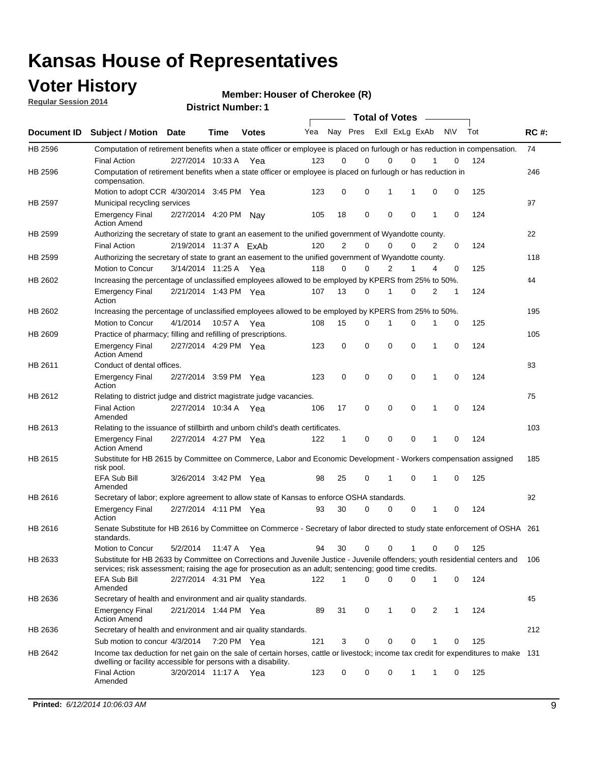# Kansas House of Representatives

## Voter History

**Regular Session 2014**

**Member: Houser of Cherokee (R)**

**District Number: 1**

| Document ID | Subject / Motion | Date | Time | Votes | Yea | Nay | Pres | ExII | ExLg | ExAb | N\V | Tot | RC #: |
|---|---|---|---|---|---|---|---|---|---|---|---|---|---|
| HB 2596 | Computation of retirement benefits when a state officer or employee is placed on furlough or has reduction in compensation. | | | | | | | | | | | | 74 |
| | Final Action | 2/27/2014 | 10:33 A | Yea | 123 | 0 | 0 | 0 | 0 | 1 | 0 | 124 | |
| HB 2596 | Computation of retirement benefits when a state officer or employee is placed on furlough or has reduction in compensation. | | | | | | | | | | | | 246 |
| | Motion to adopt CCR | 4/30/2014 | 3:45 PM | Yea | 123 | 0 | 0 | 1 | 1 | 0 | 0 | 125 | |
| HB 2597 | Municipal recycling services | | | | | | | | | | | | 97 |
| | Emergency Final Action Amend | 2/27/2014 | 4:20 PM | Nay | 105 | 18 | 0 | 0 | 0 | 1 | 0 | 124 | |
| HB 2599 | Authorizing the secretary of state to grant an easement to the unified government of Wyandotte county. | | | | | | | | | | | | 22 |
| | Final Action | 2/19/2014 | 11:37 A | ExAb | 120 | 2 | 0 | 0 | 0 | 2 | 0 | 124 | |
| HB 2599 | Authorizing the secretary of state to grant an easement to the unified government of Wyandotte county. | | | | | | | | | | | | 118 |
| | Motion to Concur | 3/14/2014 | 11:25 A | Yea | 118 | 0 | 0 | 2 | 1 | 4 | 0 | 125 | |
| HB 2602 | Increasing the percentage of unclassified employees allowed to be employed by KPERS from 25% to 50%. | | | | | | | | | | | | 44 |
| | Emergency Final Action | 2/21/2014 | 1:43 PM | Yea | 107 | 13 | 0 | 1 | 0 | 2 | 1 | 124 | |
| HB 2602 | Increasing the percentage of unclassified employees allowed to be employed by KPERS from 25% to 50%. | | | | | | | | | | | | 195 |
| | Motion to Concur | 4/1/2014 | 10:57 A | Yea | 108 | 15 | 0 | 1 | 0 | 1 | 0 | 125 | |
| HB 2609 | Practice of pharmacy; filling and refilling of prescriptions. | | | | | | | | | | | | 105 |
| | Emergency Final Action Amend | 2/27/2014 | 4:29 PM | Yea | 123 | 0 | 0 | 0 | 0 | 1 | 0 | 124 | |
| HB 2611 | Conduct of dental offices. | | | | | | | | | | | | 83 |
| | Emergency Final Action | 2/27/2014 | 3:59 PM | Yea | 123 | 0 | 0 | 0 | 0 | 1 | 0 | 124 | |
| HB 2612 | Relating to district judge and district magistrate judge vacancies. | | | | | | | | | | | | 75 |
| | Final Action Amended | 2/27/2014 | 10:34 A | Yea | 106 | 17 | 0 | 0 | 0 | 1 | 0 | 124 | |
| HB 2613 | Relating to the issuance of stillbirth and unborn child's death certificates. | | | | | | | | | | | | 103 |
| | Emergency Final Action Amend | 2/27/2014 | 4:27 PM | Yea | 122 | 1 | 0 | 0 | 0 | 1 | 0 | 124 | |
| HB 2615 | Substitute for HB 2615 by Committee on Commerce, Labor and Economic Development - Workers compensation assigned risk pool. | | | | | | | | | | | | 185 |
| | EFA Sub Bill Amended | 3/26/2014 | 3:42 PM | Yea | 98 | 25 | 0 | 1 | 0 | 1 | 0 | 125 | |
| HB 2616 | Secretary of labor; explore agreement to allow state of Kansas to enforce OSHA standards. | | | | | | | | | | | | 92 |
| | Emergency Final Action | 2/27/2014 | 4:11 PM | Yea | 93 | 30 | 0 | 0 | 0 | 1 | 0 | 124 | |
| HB 2616 | Senate Substitute for HB 2616 by Committee on Commerce - Secretary of labor directed to study state enforcement of OSHA standards. | | | | | | | | | | | | 261 |
| | Motion to Concur | 5/2/2014 | 11:47 A | Yea | 94 | 30 | 0 | 0 | 1 | 0 | 0 | 125 | |
| HB 2633 | Substitute for HB 2633 by Committee on Corrections and Juvenile Justice - Juvenile offenders; youth residential centers and services; risk assessment; raising the age for prosecution as an adult; sentencing; good time credits. | | | | | | | | | | | | 106 |
| | EFA Sub Bill Amended | 2/27/2014 | 4:31 PM | Yea | 122 | 1 | 0 | 0 | 0 | 1 | 0 | 124 | |
| HB 2636 | Secretary of health and environment and air quality standards. | | | | | | | | | | | | 45 |
| | Emergency Final Action Amend | 2/21/2014 | 1:44 PM | Yea | 89 | 31 | 0 | 1 | 0 | 2 | 1 | 124 | |
| HB 2636 | Secretary of health and environment and air quality standards. | | | | | | | | | | | | 212 |
| | Sub motion to concur | 4/3/2014 | 7:20 PM | Yea | 121 | 3 | 0 | 0 | 0 | 1 | 0 | 125 | |
| HB 2642 | Income tax deduction for net gain on the sale of certain horses, cattle or livestock; income tax credit for expenditures to make dwelling or facility accessible for persons with a disability. | | | | | | | | | | | | 131 |
| | Final Action Amended | 3/20/2014 | 11:17 A | Yea | 123 | 0 | 0 | 0 | 1 | 1 | 0 | 125 | |

**Printed:** *6/12/2014 10:06:03 AM*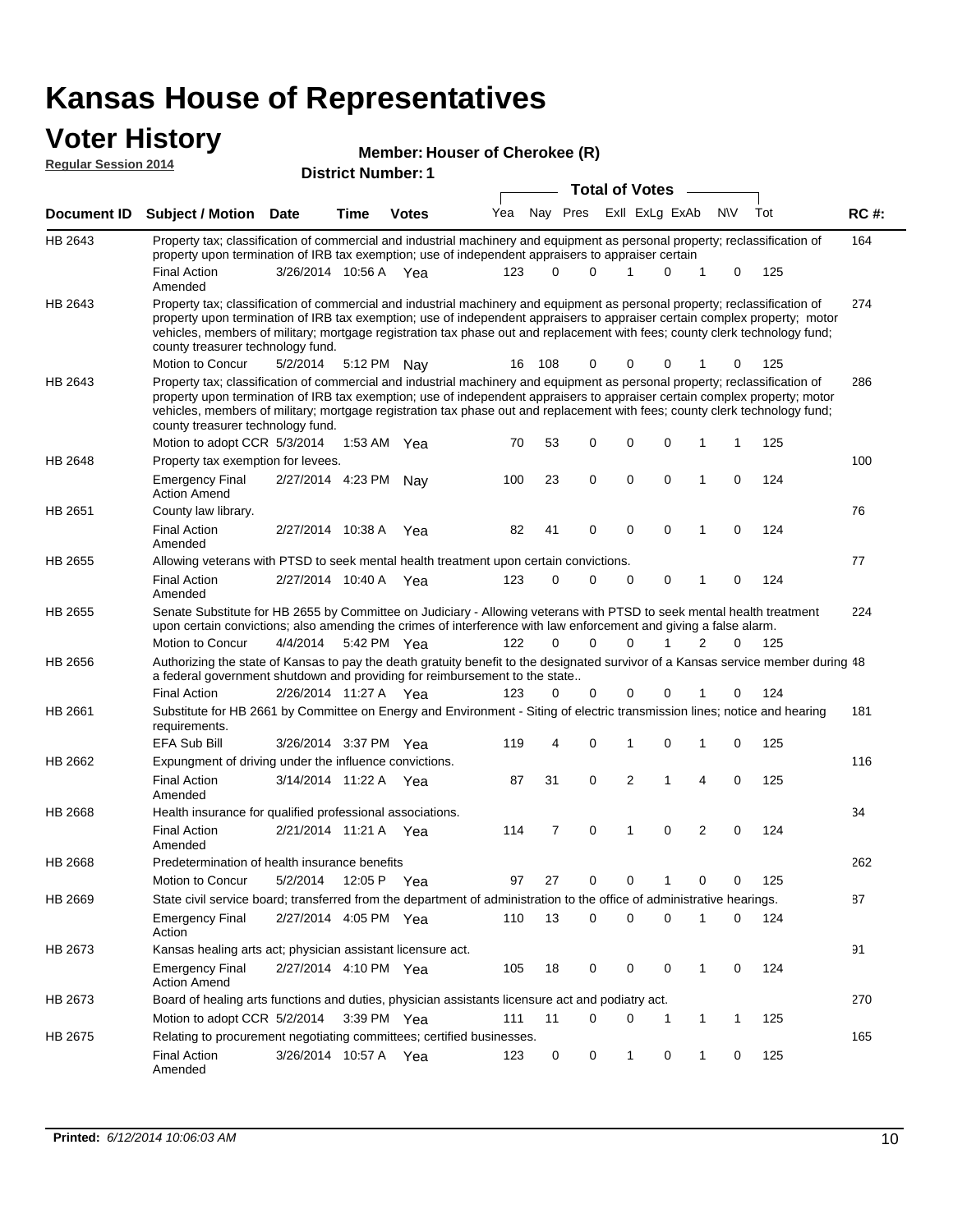# Kansas House of Representatives

## Voter History

**Regular Session 2014**

**Member: Houser of Cherokee (R)**

**District Number: 1**

| Document ID | Subject / Motion | Date | Time | Votes | Yea | Nay | Pres | ExII | ExLg | ExAb | N\V | Tot | RC #: |
|---|---|---|---|---|---|---|---|---|---|---|---|---|---|
| HB 2643 | Property tax; classification of commercial and industrial machinery and equipment as personal property; reclassification of property upon termination of IRB tax exemption; use of independent appraisers to appraiser certain | | | | | | | | | | | | 164 |
| | Final Action Amended | 3/26/2014 | 10:56 A | Yea | 123 | 0 | 0 | 1 | 0 | 1 | 0 | 125 | |
| HB 2643 | Property tax; classification of commercial and industrial machinery and equipment as personal property; reclassification of property upon termination of IRB tax exemption; use of independent appraisers to appraiser certain complex property; motor vehicles, members of military; mortgage registration tax phase out and replacement with fees; county clerk technology fund; county treasurer technology fund. | | | | | | | | | | | | 274 |
| | Motion to Concur | 5/2/2014 | 5:12 PM | Nay | 16 | 108 | 0 | 0 | 0 | 1 | 0 | 125 | |
| HB 2643 | Property tax; classification of commercial and industrial machinery and equipment as personal property; reclassification of property upon termination of IRB tax exemption; use of independent appraisers to appraiser certain complex property; motor vehicles, members of military; mortgage registration tax phase out and replacement with fees; county clerk technology fund; county treasurer technology fund. | | | | | | | | | | | | 286 |
| | Motion to adopt CCR | 5/3/2014 | 1:53 AM | Yea | 70 | 53 | 0 | 0 | 0 | 1 | 1 | 125 | |
| HB 2648 | Property tax exemption for levees. | | | | | | | | | | | | 100 |
| | Emergency Final Action Amend | 2/27/2014 | 4:23 PM | Nay | 100 | 23 | 0 | 0 | 0 | 1 | 0 | 124 | |
| HB 2651 | County law library. | | | | | | | | | | | | 76 |
| | Final Action Amended | 2/27/2014 | 10:38 A | Yea | 82 | 41 | 0 | 0 | 0 | 1 | 0 | 124 | |
| HB 2655 | Allowing veterans with PTSD to seek mental health treatment upon certain convictions. | | | | | | | | | | | | 77 |
| | Final Action Amended | 2/27/2014 | 10:40 A | Yea | 123 | 0 | 0 | 0 | 0 | 1 | 0 | 124 | |
| HB 2655 | Senate Substitute for HB 2655 by Committee on Judiciary - Allowing veterans with PTSD to seek mental health treatment upon certain convictions; also amending the crimes of interference with law enforcement and giving a false alarm. | | | | | | | | | | | | 224 |
| | Motion to Concur | 4/4/2014 | 5:42 PM | Yea | 122 | 0 | 0 | 0 | 1 | 2 | 0 | 125 | |
| HB 2656 | Authorizing the state of Kansas to pay the death gratuity benefit to the designated survivor of a Kansas service member during a federal government shutdown and providing for reimbursement to the state.. | | | | | | | | | | | | 48 |
| | Final Action | 2/26/2014 | 11:27 A | Yea | 123 | 0 | 0 | 0 | 0 | 1 | 0 | 124 | |
| HB 2661 | Substitute for HB 2661 by Committee on Energy and Environment - Siting of electric transmission lines; notice and hearing requirements. | | | | | | | | | | | | 181 |
| | EFA Sub Bill | 3/26/2014 | 3:37 PM | Yea | 119 | 4 | 0 | 1 | 0 | 1 | 0 | 125 | |
| HB 2662 | Expungment of driving under the influence convictions. | | | | | | | | | | | | 116 |
| | Final Action Amended | 3/14/2014 | 11:22 A | Yea | 87 | 31 | 0 | 2 | 1 | 4 | 0 | 125 | |
| HB 2668 | Health insurance for qualified professional associations. | | | | | | | | | | | | 34 |
| | Final Action Amended | 2/21/2014 | 11:21 A | Yea | 114 | 7 | 0 | 1 | 0 | 2 | 0 | 124 | |
| HB 2668 | Predetermination of health insurance benefits | | | | | | | | | | | | 262 |
| | Motion to Concur | 5/2/2014 | 12:05 P | Yea | 97 | 27 | 0 | 0 | 1 | 0 | 0 | 125 | |
| HB 2669 | State civil service board; transferred from the department of administration to the office of administrative hearings. | | | | | | | | | | | | 87 |
| | Emergency Final Action | 2/27/2014 | 4:05 PM | Yea | 110 | 13 | 0 | 0 | 0 | 1 | 0 | 124 | |
| HB 2673 | Kansas healing arts act; physician assistant licensure act. | | | | | | | | | | | | 91 |
| | Emergency Final Action Amend | 2/27/2014 | 4:10 PM | Yea | 105 | 18 | 0 | 0 | 0 | 1 | 0 | 124 | |
| HB 2673 | Board of healing arts functions and duties, physician assistants licensure act and podiatry act. | | | | | | | | | | | | 270 |
| | Motion to adopt CCR | 5/2/2014 | 3:39 PM | Yea | 111 | 11 | 0 | 0 | 1 | 1 | 1 | 125 | |
| HB 2675 | Relating to procurement negotiating committees; certified businesses. | | | | | | | | | | | | 165 |
| | Final Action Amended | 3/26/2014 | 10:57 A | Yea | 123 | 0 | 0 | 1 | 0 | 1 | 0 | 125 | |

**Printed:** *6/12/2014 10:06:03 AM*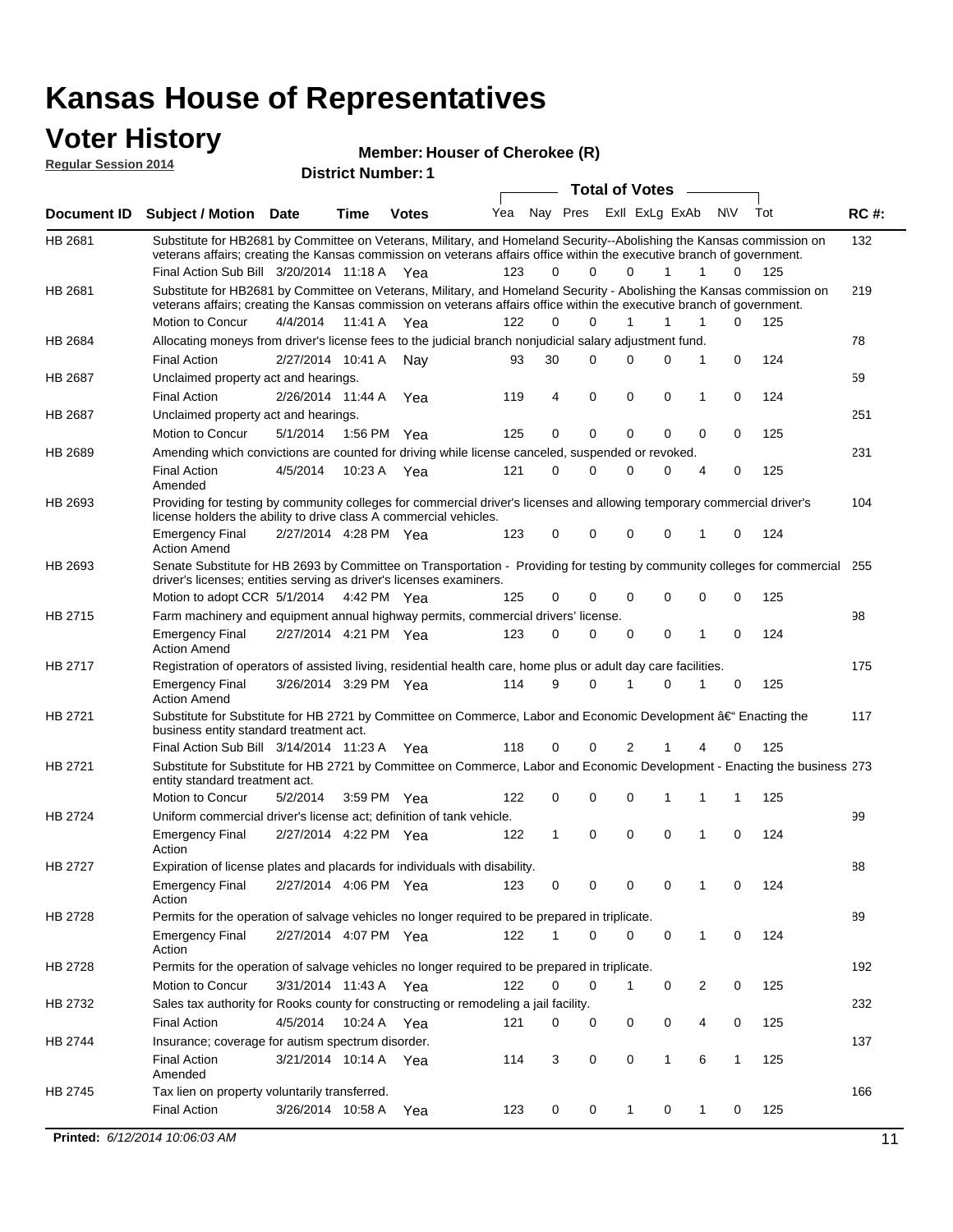# Kansas House of Representatives

## Voter History

**Regular Session 2014**

**Member: Houser of Cherokee (R)**

**District Number: 1**

| Document ID | Subject / Motion | Date | Time | Votes | Yea | Nay | Pres | ExII | ExLg | ExAb | N\V | Tot | RC #: |
|---|---|---|---|---|---|---|---|---|---|---|---|---|---|
| HB 2681 | Substitute for HB2681 by Committee on Veterans, Military, and Homeland Security--Abolishing the Kansas commission on veterans affairs; creating the Kansas commission on veterans affairs office within the executive branch of government. | | | | | | | | | | | | 132 |
| | Final Action Sub Bill | 3/20/2014 | 11:18 A | Yea | 123 | 0 | 0 | 0 | 1 | 1 | 0 | 125 | |
| HB 2681 | Substitute for HB2681 by Committee on Veterans, Military, and Homeland Security - Abolishing the Kansas commission on veterans affairs; creating the Kansas commission on veterans affairs office within the executive branch of government. | | | | | | | | | | | | 219 |
| | Motion to Concur | 4/4/2014 | 11:41 A | Yea | 122 | 0 | 0 | 1 | 1 | 1 | 0 | 125 | |
| HB 2684 | Allocating moneys from driver's license fees to the judicial branch nonjudicial salary adjustment fund. | | | | | | | | | | | | 78 |
| | Final Action | 2/27/2014 | 10:41 A | Nay | 93 | 30 | 0 | 0 | 0 | 1 | 0 | 124 | |
| HB 2687 | Unclaimed property act and hearings. | | | | | | | | | | | | 59 |
| | Final Action | 2/26/2014 | 11:44 A | Yea | 119 | 4 | 0 | 0 | 0 | 1 | 0 | 124 | |
| HB 2687 | Unclaimed property act and hearings. | | | | | | | | | | | | 251 |
| | Motion to Concur | 5/1/2014 | 1:56 PM | Yea | 125 | 0 | 0 | 0 | 0 | 0 | 0 | 125 | |
| HB 2689 | Amending which convictions are counted for driving while license canceled, suspended or revoked. | | | | | | | | | | | | 231 |
| | Final Action Amended | 4/5/2014 | 10:23 A | Yea | 121 | 0 | 0 | 0 | 0 | 4 | 0 | 125 | |
| HB 2693 | Providing for testing by community colleges for commercial driver's licenses and allowing temporary commercial driver's license holders the ability to drive class A commercial vehicles. | | | | | | | | | | | | 104 |
| | Emergency Final Action Amend | 2/27/2014 | 4:28 PM | Yea | 123 | 0 | 0 | 0 | 0 | 1 | 0 | 124 | |
| HB 2693 | Senate Substitute for HB 2693 by Committee on Transportation - Providing for testing by community colleges for commercial driver's licenses; entities serving as driver's licenses examiners. | | | | | | | | | | | | 255 |
| | Motion to adopt CCR | 5/1/2014 | 4:42 PM | Yea | 125 | 0 | 0 | 0 | 0 | 0 | 0 | 125 | |
| HB 2715 | Farm machinery and equipment annual highway permits, commercial drivers' license. | | | | | | | | | | | | 98 |
| | Emergency Final Action Amend | 2/27/2014 | 4:21 PM | Yea | 123 | 0 | 0 | 0 | 0 | 1 | 0 | 124 | |
| HB 2717 | Registration of operators of assisted living, residential health care, home plus or adult day care facilities. | | | | | | | | | | | | 175 |
| | Emergency Final Action Amend | 3/26/2014 | 3:29 PM | Yea | 114 | 9 | 0 | 1 | 0 | 1 | 0 | 125 | |
| HB 2721 | Substitute for Substitute for HB 2721 by Committee on Commerce, Labor and Economic Development â€“ Enacting the business entity standard treatment act. | | | | | | | | | | | | 117 |
| | Final Action Sub Bill | 3/14/2014 | 11:23 A | Yea | 118 | 0 | 0 | 2 | 1 | 4 | 0 | 125 | |
| HB 2721 | Substitute for Substitute for HB 2721 by Committee on Commerce, Labor and Economic Development - Enacting the business entity standard treatment act. | | | | | | | | | | | | 273 |
| | Motion to Concur | 5/2/2014 | 3:59 PM | Yea | 122 | 0 | 0 | 0 | 1 | 1 | 1 | 125 | |
| HB 2724 | Uniform commercial driver's license act; definition of tank vehicle. | | | | | | | | | | | | 99 |
| | Emergency Final Action | 2/27/2014 | 4:22 PM | Yea | 122 | 1 | 0 | 0 | 0 | 1 | 0 | 124 | |
| HB 2727 | Expiration of license plates and placards for individuals with disability. | | | | | | | | | | | | 88 |
| | Emergency Final Action | 2/27/2014 | 4:06 PM | Yea | 123 | 0 | 0 | 0 | 0 | 1 | 0 | 124 | |
| HB 2728 | Permits for the operation of salvage vehicles no longer required to be prepared in triplicate. | | | | | | | | | | | | 89 |
| | Emergency Final Action | 2/27/2014 | 4:07 PM | Yea | 122 | 1 | 0 | 0 | 0 | 1 | 0 | 124 | |
| HB 2728 | Permits for the operation of salvage vehicles no longer required to be prepared in triplicate. | | | | | | | | | | | | 192 |
| | Motion to Concur | 3/31/2014 | 11:43 A | Yea | 122 | 0 | 0 | 1 | 0 | 2 | 0 | 125 | |
| HB 2732 | Sales tax authority for Rooks county for constructing or remodeling a jail facility. | | | | | | | | | | | | 232 |
| | Final Action | 4/5/2014 | 10:24 A | Yea | 121 | 0 | 0 | 0 | 0 | 4 | 0 | 125 | |
| HB 2744 | Insurance; coverage for autism spectrum disorder. | | | | | | | | | | | | 137 |
| | Final Action Amended | 3/21/2014 | 10:14 A | Yea | 114 | 3 | 0 | 0 | 1 | 6 | 1 | 125 | |
| HB 2745 | Tax lien on property voluntarily transferred. | | | | | | | | | | | | 166 |
| | Final Action | 3/26/2014 | 10:58 A | Yea | 123 | 0 | 0 | 1 | 0 | 1 | 0 | 125 | |

**Printed:** *6/12/2014 10:06:03 AM*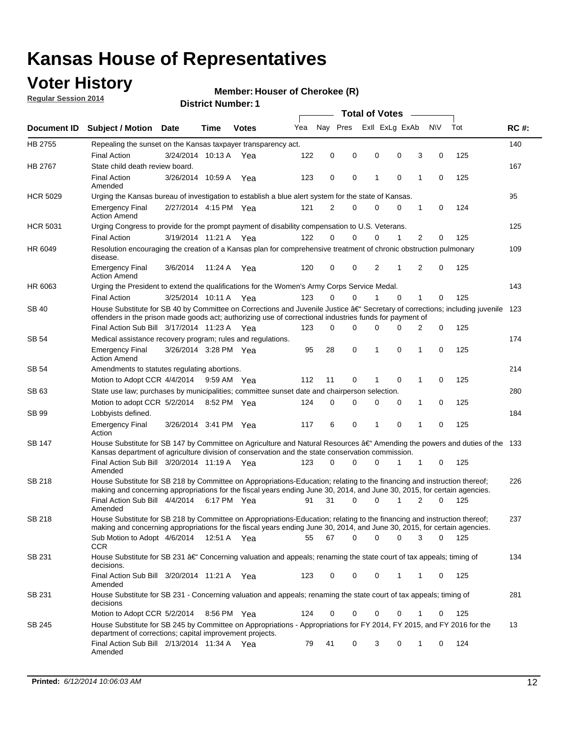# Kansas House of Representatives

## Voter History

**Regular Session 2014**

**Member: Houser of Cherokee (R)**

**District Number: 1**

| Document ID | Subject / Motion | Date | Time | Votes | Yea | Nay | Pres | ExII | ExLg | ExAb | N\V | Tot | RC #: |
|---|---|---|---|---|---|---|---|---|---|---|---|---|---|
| HB 2755 | Repealing the sunset on the Kansas taxpayer transparency act. | | | | | | | | | | | | 140 |
| | Final Action | 3/24/2014 | 10:13 A | Yea | 122 | 0 | 0 | 0 | 0 | 3 | 0 | 125 | |
| HB 2767 | State child death review board. | | | | | | | | | | | | 167 |
| | Final Action Amended | 3/26/2014 | 10:59 A | Yea | 123 | 0 | 0 | 1 | 0 | 1 | 0 | 125 | |
| HCR 5029 | Urging the Kansas bureau of investigation to establish a blue alert system for the state of Kansas. | | | | | | | | | | | | 95 |
| | Emergency Final Action Amend | 2/27/2014 | 4:15 PM | Yea | 121 | 2 | 0 | 0 | 0 | 1 | 0 | 124 | |
| HCR 5031 | Urging Congress to provide for the prompt payment of disability compensation to U.S. Veterans. | | | | | | | | | | | | 125 |
| | Final Action | 3/19/2014 | 11:21 A | Yea | 122 | 0 | 0 | 0 | 1 | 2 | 0 | 125 | |
| HR 6049 | Resolution encouraging the creation of a Kansas plan for comprehensive treatment of chronic obstruction pulmonary disease. | | | | | | | | | | | | 109 |
| | Emergency Final Action Amend | 3/6/2014 | 11:24 A | Yea | 120 | 0 | 0 | 2 | 1 | 2 | 0 | 125 | |
| HR 6063 | Urging the President to extend the qualifications for the Women's Army Corps Service Medal. | | | | | | | | | | | | 143 |
| | Final Action | 3/25/2014 | 10:11 A | Yea | 123 | 0 | 0 | 1 | 0 | 1 | 0 | 125 | |
| SB 40 | House Substitute for SB 40 by Committee on Corrections and Juvenile Justice â€" Secretary of corrections; including juvenile offenders in the prison made goods act; authorizing use of correctional industries funds for payment of | | | | | | | | | | | | 123 |
| | Final Action Sub Bill | 3/17/2014 | 11:23 A | Yea | 123 | 0 | 0 | 0 | 0 | 2 | 0 | 125 | |
| SB 54 | Medical assistance recovery program; rules and regulations. | | | | | | | | | | | | 174 |
| | Emergency Final Action Amend | 3/26/2014 | 3:28 PM | Yea | 95 | 28 | 0 | 1 | 0 | 1 | 0 | 125 | |
| SB 54 | Amendments to statutes regulating abortions. | | | | | | | | | | | | 214 |
| | Motion to Adopt CCR | 4/4/2014 | 9:59 AM | Yea | 112 | 11 | 0 | 1 | 0 | 1 | 0 | 125 | |
| SB 63 | State use law; purchases by municipalities; committee sunset date and chairperson selection. | | | | | | | | | | | | 280 |
| | Motion to adopt CCR | 5/2/2014 | 8:52 PM | Yea | 124 | 0 | 0 | 0 | 0 | 1 | 0 | 125 | |
| SB 99 | Lobbyists defined. | | | | | | | | | | | | 184 |
| | Emergency Final Action | 3/26/2014 | 3:41 PM | Yea | 117 | 6 | 0 | 1 | 0 | 1 | 0 | 125 | |
| SB 147 | House Substitute for SB 147 by Committee on Agriculture and Natural Resources â€" Amending the powers and duties of the Kansas department of agriculture division of conservation and the state conservation commission. | | | | | | | | | | | | 133 |
| | Final Action Sub Bill Amended | 3/20/2014 | 11:19 A | Yea | 123 | 0 | 0 | 0 | 1 | 1 | 0 | 125 | |
| SB 218 | House Substitute for SB 218 by Committee on Appropriations-Education; relating to the financing and instruction thereof; making and concerning appropriations for the fiscal years ending June 30, 2014, and June 30, 2015, for certain agencies. | | | | | | | | | | | | 226 |
| | Final Action Sub Bill Amended | 4/4/2014 | 6:17 PM | Yea | 91 | 31 | 0 | 0 | 1 | 2 | 0 | 125 | |
| SB 218 | House Substitute for SB 218 by Committee on Appropriations-Education; relating to the financing and instruction thereof; making and concerning appropriations for the fiscal years ending June 30, 2014, and June 30, 2015, for certain agencies. | | | | | | | | | | | | 237 |
| | Sub Motion to Adopt CCR | 4/6/2014 | 12:51 A | Yea | 55 | 67 | 0 | 0 | 0 | 3 | 0 | 125 | |
| SB 231 | House Substitute for SB 231 â€" Concerning valuation and appeals; renaming the state court of tax appeals; timing of decisions. | | | | | | | | | | | | 134 |
| | Final Action Sub Bill Amended | 3/20/2014 | 11:21 A | Yea | 123 | 0 | 0 | 0 | 1 | 1 | 0 | 125 | |
| SB 231 | House Substitute for SB 231 - Concerning valuation and appeals; renaming the state court of tax appeals; timing of decisions | | | | | | | | | | | | 281 |
| | Motion to Adopt CCR | 5/2/2014 | 8:56 PM | Yea | 124 | 0 | 0 | 0 | 0 | 1 | 0 | 125 | |
| SB 245 | House Substitute for SB 245 by Committee on Appropriations - Appropriations for FY 2014, FY 2015, and FY 2016 for the department of corrections; capital improvement projects. | | | | | | | | | | | | 13 |
| | Final Action Sub Bill Amended | 2/13/2014 | 11:34 A | Yea | 79 | 41 | 0 | 3 | 0 | 1 | 0 | 124 | |

**Printed:** *6/12/2014 10:06:03 AM*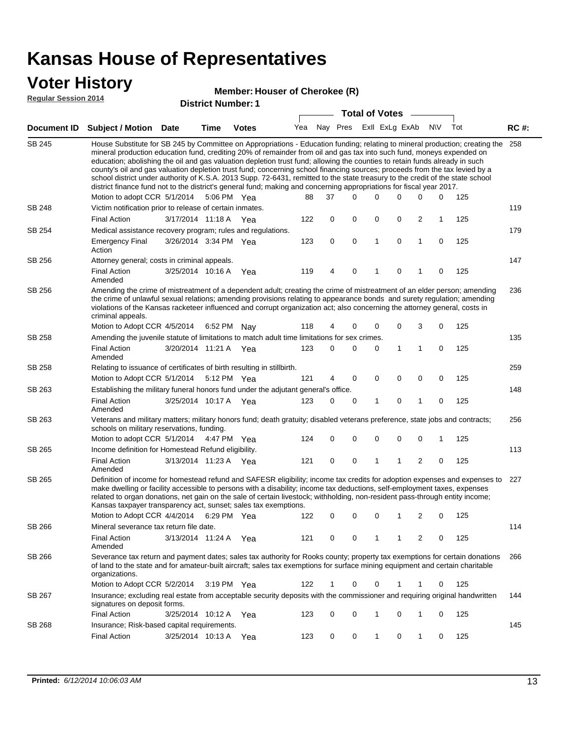# Kansas House of Representatives

## Voter History

**Regular Session 2014**

**Member: Houser of Cherokee (R)**

**District Number: 1**

| Document ID | Subject / Motion | Date | Time | Votes | Yea | Nay | Pres | ExII | ExLg | ExAb | N\V | Tot | RC #: |
|---|---|---|---|---|---|---|---|---|---|---|---|---|---|
| SB 245 | House Substitute for SB 245 by Committee on Appropriations - Education funding; relating to mineral production; creating the mineral production education fund, crediting 20% of remainder from oil and gas tax into such fund, moneys expended on education; abolishing the oil and gas valuation depletion trust fund; allowing the counties to retain funds already in such county's oil and gas valuation depletion trust fund; concerning school financing sources; proceeds from the tax levied by a school district under authority of K.S.A. 2013 Supp. 72-6431, remitted to the state treasury to the credit of the state school district finance fund not to the district's general fund; making and concerning appropriations for fiscal year 2017. | | | | | | | | | | | | 258 |
| | Motion to adopt CCR | 5/1/2014 | 5:06 PM | Yea | 88 | 37 | 0 | 0 | 0 | 0 | 0 | 125 | |
| SB 248 | Victim notification prior to release of certain inmates. | | | | | | | | | | | | 119 |
| | Final Action | 3/17/2014 | 11:18 A | Yea | 122 | 0 | 0 | 0 | 0 | 2 | 1 | 125 | |
| SB 254 | Medical assistance recovery program; rules and regulations. | | | | | | | | | | | | 179 |
| | Emergency Final Action | 3/26/2014 | 3:34 PM | Yea | 123 | 0 | 0 | 1 | 0 | 1 | 0 | 125 | |
| SB 256 | Attorney general; costs in criminal appeals. | | | | | | | | | | | | 147 |
| | Final Action Amended | 3/25/2014 | 10:16 A | Yea | 119 | 4 | 0 | 1 | 0 | 1 | 0 | 125 | |
| SB 256 | Amending the crime of mistreatment of a dependent adult; creating the crime of mistreatment of an elder person; amending the crime of unlawful sexual relations; amending provisions relating to appearance bonds and surety regulation; amending violations of the Kansas racketeer influenced and corrupt organization act; also concerning the attorney general, costs in criminal appeals. | | | | | | | | | | | | 236 |
| | Motion to Adopt CCR | 4/5/2014 | 6:52 PM | Nay | 118 | 4 | 0 | 0 | 0 | 3 | 0 | 125 | |
| SB 258 | Amending the juvenile statute of limitations to match adult time limitations for sex crimes. | | | | | | | | | | | | 135 |
| | Final Action Amended | 3/20/2014 | 11:21 A | Yea | 123 | 0 | 0 | 0 | 1 | 1 | 0 | 125 | |
| SB 258 | Relating to issuance of certificates of birth resulting in stillbirth. | | | | | | | | | | | | 259 |
| | Motion to Adopt CCR | 5/1/2014 | 5:12 PM | Yea | 121 | 4 | 0 | 0 | 0 | 0 | 0 | 125 | |
| SB 263 | Establishing the military funeral honors fund under the adjutant general's office. | | | | | | | | | | | | 148 |
| | Final Action Amended | 3/25/2014 | 10:17 A | Yea | 123 | 0 | 0 | 1 | 0 | 1 | 0 | 125 | |
| SB 263 | Veterans and military matters; military honors fund; death gratuity; disabled veterans preference, state jobs and contracts; schools on military reservations, funding. | | | | | | | | | | | | 256 |
| | Motion to adopt CCR | 5/1/2014 | 4:47 PM | Yea | 124 | 0 | 0 | 0 | 0 | 0 | 1 | 125 | |
| SB 265 | Income definition for Homestead Refund eligibility. | | | | | | | | | | | | 113 |
| | Final Action Amended | 3/13/2014 | 11:23 A | Yea | 121 | 0 | 0 | 1 | 1 | 2 | 0 | 125 | |
| SB 265 | Definition of income for homestead refund and SAFESR eligibility; income tax credits for adoption expenses and expenses to make dwelling or facility accessible to persons with a disability; income tax deductions, self-employment taxes, expenses related to organ donations, net gain on the sale of certain livestock; withholding, non-resident pass-through entity income; Kansas taxpayer transparency act, sunset; sales tax exemptions. | | | | | | | | | | | | 227 |
| | Motion to Adopt CCR | 4/4/2014 | 6:29 PM | Yea | 122 | 0 | 0 | 0 | 1 | 2 | 0 | 125 | |
| SB 266 | Mineral severance tax return file date. | | | | | | | | | | | | 114 |
| | Final Action Amended | 3/13/2014 | 11:24 A | Yea | 121 | 0 | 0 | 1 | 1 | 2 | 0 | 125 | |
| SB 266 | Severance tax return and payment dates; sales tax authority for Rooks county; property tax exemptions for certain donations of land to the state and for amateur-built aircraft; sales tax exemptions for surface mining equipment and certain charitable organizations. | | | | | | | | | | | | 266 |
| | Motion to Adopt CCR | 5/2/2014 | 3:19 PM | Yea | 122 | 1 | 0 | 0 | 1 | 1 | 0 | 125 | |
| SB 267 | Insurance; excluding real estate from acceptable security deposits with the commissioner and requiring original handwritten signatures on deposit forms. | | | | | | | | | | | | 144 |
| | Final Action | 3/25/2014 | 10:12 A | Yea | 123 | 0 | 0 | 1 | 0 | 1 | 0 | 125 | |
| SB 268 | Insurance; Risk-based capital requirements. | | | | | | | | | | | | 145 |
| | Final Action | 3/25/2014 | 10:13 A | Yea | 123 | 0 | 0 | 1 | 0 | 1 | 0 | 125 | |

**Printed:** *6/12/2014 10:06:03 AM*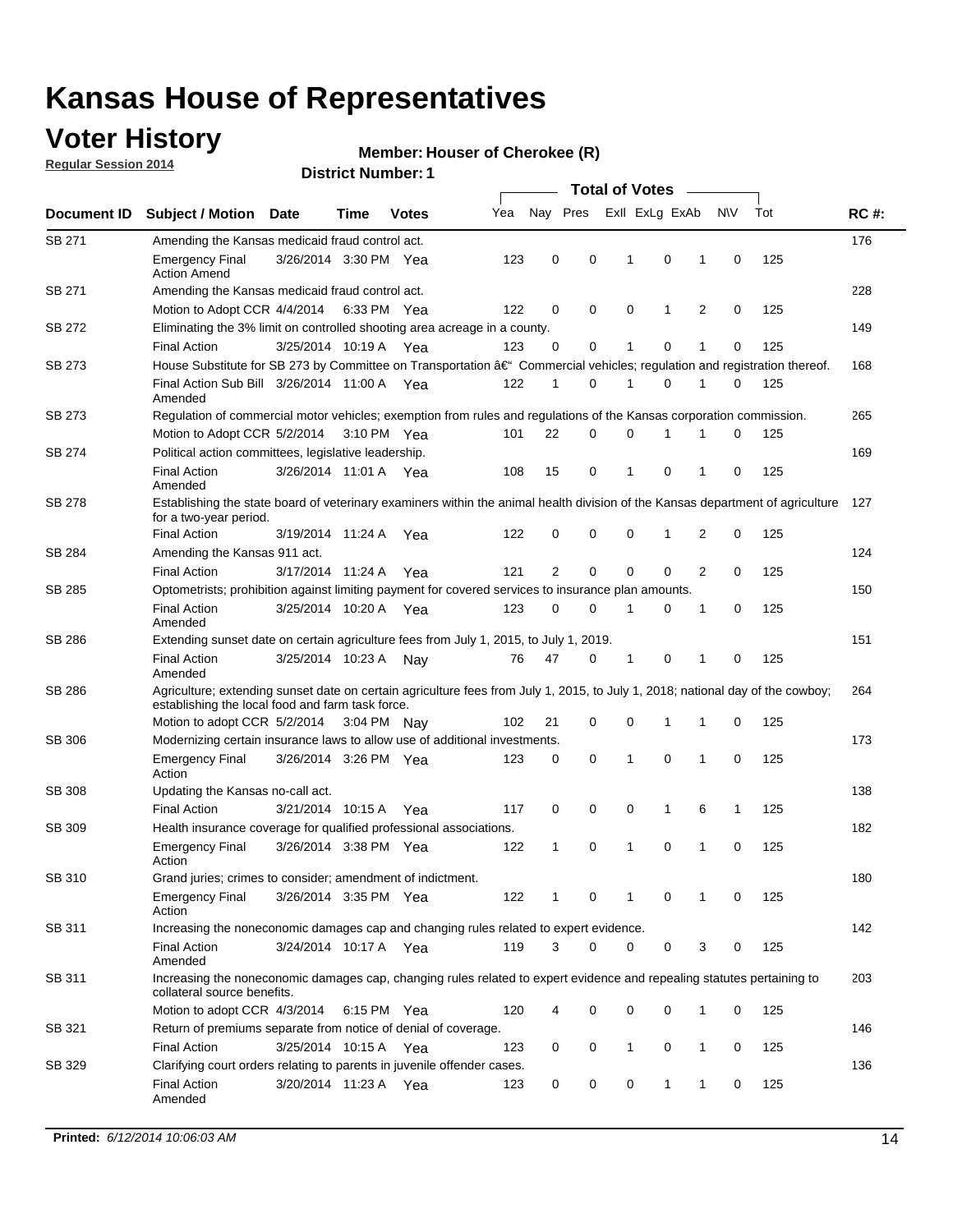# Kansas House of Representatives

## Voter History

**Regular Session 2014**

**Member: Houser of Cherokee (R)**

**District Number: 1**

| Document ID | Subject / Motion | Date | Time | Votes | Yea | Nay | Pres | ExII | ExLg | ExAb | N\V | Tot | RC #: |
|---|---|---|---|---|---|---|---|---|---|---|---|---|---|
| SB 271 | Amending the Kansas medicaid fraud control act. | | | | | | | | | | | | 176 |
| | Emergency Final Action Amend | 3/26/2014 | 3:30 PM | Yea | 123 | 0 | 0 | 1 | 0 | 1 | 0 | 125 | |
| SB 271 | Amending the Kansas medicaid fraud control act. | | | | | | | | | | | | 228 |
| | Motion to Adopt CCR | 4/4/2014 | 6:33 PM | Yea | 122 | 0 | 0 | 0 | 1 | 2 | 0 | 125 | |
| SB 272 | Eliminating the 3% limit on controlled shooting area acreage in a county. | | | | | | | | | | | | 149 |
| | Final Action | 3/25/2014 | 10:19 A | Yea | 123 | 0 | 0 | 1 | 0 | 1 | 0 | 125 | |
| SB 273 | House Substitute for SB 273 by Committee on Transportation â€" Commercial vehicles; regulation and registration thereof. | | | | | | | | | | | | 168 |
| | Final Action Sub Bill Amended | 3/26/2014 | 11:00 A | Yea | 122 | 1 | 0 | 1 | 0 | 1 | 0 | 125 | |
| SB 273 | Regulation of commercial motor vehicles; exemption from rules and regulations of the Kansas corporation commission. | | | | | | | | | | | | 265 |
| | Motion to Adopt CCR | 5/2/2014 | 3:10 PM | Yea | 101 | 22 | 0 | 0 | 1 | 1 | 0 | 125 | |
| SB 274 | Political action committees, legislative leadership. | | | | | | | | | | | | 169 |
| | Final Action Amended | 3/26/2014 | 11:01 A | Yea | 108 | 15 | 0 | 1 | 0 | 1 | 0 | 125 | |
| SB 278 | Establishing the state board of veterinary examiners within the animal health division of the Kansas department of agriculture for a two-year period. | | | | | | | | | | | | 127 |
| | Final Action | 3/19/2014 | 11:24 A | Yea | 122 | 0 | 0 | 0 | 1 | 2 | 0 | 125 | |
| SB 284 | Amending the Kansas 911 act. | | | | | | | | | | | | 124 |
| | Final Action | 3/17/2014 | 11:24 A | Yea | 121 | 2 | 0 | 0 | 0 | 2 | 0 | 125 | |
| SB 285 | Optometrists; prohibition against limiting payment for covered services to insurance plan amounts. | | | | | | | | | | | | 150 |
| | Final Action Amended | 3/25/2014 | 10:20 A | Yea | 123 | 0 | 0 | 1 | 0 | 1 | 0 | 125 | |
| SB 286 | Extending sunset date on certain agriculture fees from July 1, 2015, to July 1, 2019. | | | | | | | | | | | | 151 |
| | Final Action Amended | 3/25/2014 | 10:23 A | Nay | 76 | 47 | 0 | 1 | 0 | 1 | 0 | 125 | |
| SB 286 | Agriculture; extending sunset date on certain agriculture fees from July 1, 2015, to July 1, 2018; national day of the cowboy; establishing the local food and farm task force. | | | | | | | | | | | | 264 |
| | Motion to adopt CCR | 5/2/2014 | 3:04 PM | Nay | 102 | 21 | 0 | 0 | 1 | 1 | 0 | 125 | |
| SB 306 | Modernizing certain insurance laws to allow use of additional investments. | | | | | | | | | | | | 173 |
| | Emergency Final Action | 3/26/2014 | 3:26 PM | Yea | 123 | 0 | 0 | 1 | 0 | 1 | 0 | 125 | |
| SB 308 | Updating the Kansas no-call act. | | | | | | | | | | | | 138 |
| | Final Action | 3/21/2014 | 10:15 A | Yea | 117 | 0 | 0 | 0 | 1 | 6 | 1 | 125 | |
| SB 309 | Health insurance coverage for qualified professional associations. | | | | | | | | | | | | 182 |
| | Emergency Final Action | 3/26/2014 | 3:38 PM | Yea | 122 | 1 | 0 | 1 | 0 | 1 | 0 | 125 | |
| SB 310 | Grand juries; crimes to consider; amendment of indictment. | | | | | | | | | | | | 180 |
| | Emergency Final Action | 3/26/2014 | 3:35 PM | Yea | 122 | 1 | 0 | 1 | 0 | 1 | 0 | 125 | |
| SB 311 | Increasing the noneconomic damages cap and changing rules related to expert evidence. | | | | | | | | | | | | 142 |
| | Final Action Amended | 3/24/2014 | 10:17 A | Yea | 119 | 3 | 0 | 0 | 0 | 3 | 0 | 125 | |
| SB 311 | Increasing the noneconomic damages cap, changing rules related to expert evidence and repealing statutes pertaining to collateral source benefits. | | | | | | | | | | | | 203 |
| | Motion to adopt CCR | 4/3/2014 | 6:15 PM | Yea | 120 | 4 | 0 | 0 | 0 | 1 | 0 | 125 | |
| SB 321 | Return of premiums separate from notice of denial of coverage. | | | | | | | | | | | | 146 |
| | Final Action | 3/25/2014 | 10:15 A | Yea | 123 | 0 | 0 | 1 | 0 | 1 | 0 | 125 | |
| SB 329 | Clarifying court orders relating to parents in juvenile offender cases. | | | | | | | | | | | | 136 |
| | Final Action Amended | 3/20/2014 | 11:23 A | Yea | 123 | 0 | 0 | 0 | 1 | 1 | 0 | 125 | |

**Printed:** *6/12/2014 10:06:03 AM*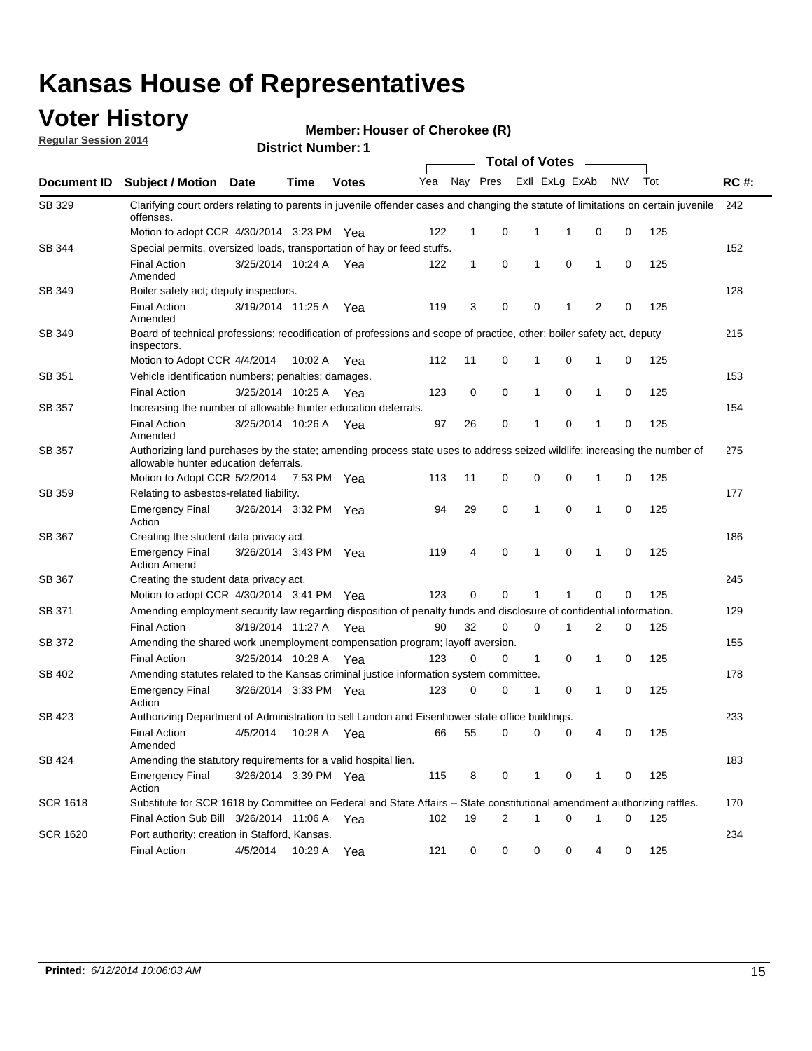# Kansas House of Representatives

## Voter History

**Regular Session 2014**

**Member: Houser of Cherokee (R)**

**District Number: 1**

| Document ID | Subject / Motion | Date | Time | Votes | Yea | Nay | Pres | ExII | ExLg | ExAb | N\V | Tot | RC #: |
|---|---|---|---|---|---|---|---|---|---|---|---|---|---|
| SB 329 | Clarifying court orders relating to parents in juvenile offender cases and changing the statute of limitations on certain juvenile offenses. | | | | | | | | | | | | 242 |
| | Motion to adopt CCR | 4/30/2014 | 3:23 PM | Yea | 122 | 1 | 0 | 1 | 1 | 0 | 0 | 125 | |
| SB 344 | Special permits, oversized loads, transportation of hay or feed stuffs. | | | | | | | | | | | | 152 |
| | Final Action Amended | 3/25/2014 | 10:24 A | Yea | 122 | 1 | 0 | 1 | 0 | 1 | 0 | 125 | |
| SB 349 | Boiler safety act; deputy inspectors. | | | | | | | | | | | | 128 |
| | Final Action Amended | 3/19/2014 | 11:25 A | Yea | 119 | 3 | 0 | 0 | 1 | 2 | 0 | 125 | |
| SB 349 | Board of technical professions; recodification of professions and scope of practice, other; boiler safety act, deputy inspectors. | | | | | | | | | | | | 215 |
| | Motion to Adopt CCR | 4/4/2014 | 10:02 A | Yea | 112 | 11 | 0 | 1 | 0 | 1 | 0 | 125 | |
| SB 351 | Vehicle identification numbers; penalties; damages. | | | | | | | | | | | | 153 |
| | Final Action | 3/25/2014 | 10:25 A | Yea | 123 | 0 | 0 | 1 | 0 | 1 | 0 | 125 | |
| SB 357 | Increasing the number of allowable hunter education deferrals. | | | | | | | | | | | | 154 |
| | Final Action Amended | 3/25/2014 | 10:26 A | Yea | 97 | 26 | 0 | 1 | 0 | 1 | 0 | 125 | |
| SB 357 | Authorizing land purchases by the state; amending process state uses to address seized wildlife; increasing the number of allowable hunter education deferrals. | | | | | | | | | | | | 275 |
| | Motion to Adopt CCR | 5/2/2014 | 7:53 PM | Yea | 113 | 11 | 0 | 0 | 0 | 1 | 0 | 125 | |
| SB 359 | Relating to asbestos-related liability. | | | | | | | | | | | | 177 |
| | Emergency Final Action | 3/26/2014 | 3:32 PM | Yea | 94 | 29 | 0 | 1 | 0 | 1 | 0 | 125 | |
| SB 367 | Creating the student data privacy act. | | | | | | | | | | | | 186 |
| | Emergency Final Action Amend | 3/26/2014 | 3:43 PM | Yea | 119 | 4 | 0 | 1 | 0 | 1 | 0 | 125 | |
| SB 367 | Creating the student data privacy act. | | | | | | | | | | | | 245 |
| | Motion to adopt CCR | 4/30/2014 | 3:41 PM | Yea | 123 | 0 | 0 | 1 | 1 | 0 | 0 | 125 | |
| SB 371 | Amending employment security law regarding disposition of penalty funds and disclosure of confidential information. | | | | | | | | | | | | 129 |
| | Final Action | 3/19/2014 | 11:27 A | Yea | 90 | 32 | 0 | 0 | 1 | 2 | 0 | 125 | |
| SB 372 | Amending the shared work unemployment compensation program; layoff aversion. | | | | | | | | | | | | 155 |
| | Final Action | 3/25/2014 | 10:28 A | Yea | 123 | 0 | 0 | 1 | 0 | 1 | 0 | 125 | |
| SB 402 | Amending statutes related to the Kansas criminal justice information system committee. | | | | | | | | | | | | 178 |
| | Emergency Final Action | 3/26/2014 | 3:33 PM | Yea | 123 | 0 | 0 | 1 | 0 | 1 | 0 | 125 | |
| SB 423 | Authorizing Department of Administration to sell Landon and Eisenhower state office buildings. | | | | | | | | | | | | 233 |
| | Final Action Amended | 4/5/2014 | 10:28 A | Yea | 66 | 55 | 0 | 0 | 0 | 4 | 0 | 125 | |
| SB 424 | Amending the statutory requirements for a valid hospital lien. | | | | | | | | | | | | 183 |
| | Emergency Final Action | 3/26/2014 | 3:39 PM | Yea | 115 | 8 | 0 | 1 | 0 | 1 | 0 | 125 | |
| SCR 1618 | Substitute for SCR 1618 by Committee on Federal and State Affairs -- State constitutional amendment authorizing raffles. | | | | | | | | | | | | 170 |
| | Final Action Sub Bill | 3/26/2014 | 11:06 A | Yea | 102 | 19 | 2 | 1 | 0 | 1 | 0 | 125 | |
| SCR 1620 | Port authority; creation in Stafford, Kansas. | | | | | | | | | | | | 234 |
| | Final Action | 4/5/2014 | 10:29 A | Yea | 121 | 0 | 0 | 0 | 0 | 4 | 0 | 125 | |

**Printed:** *6/12/2014 10:06:03 AM*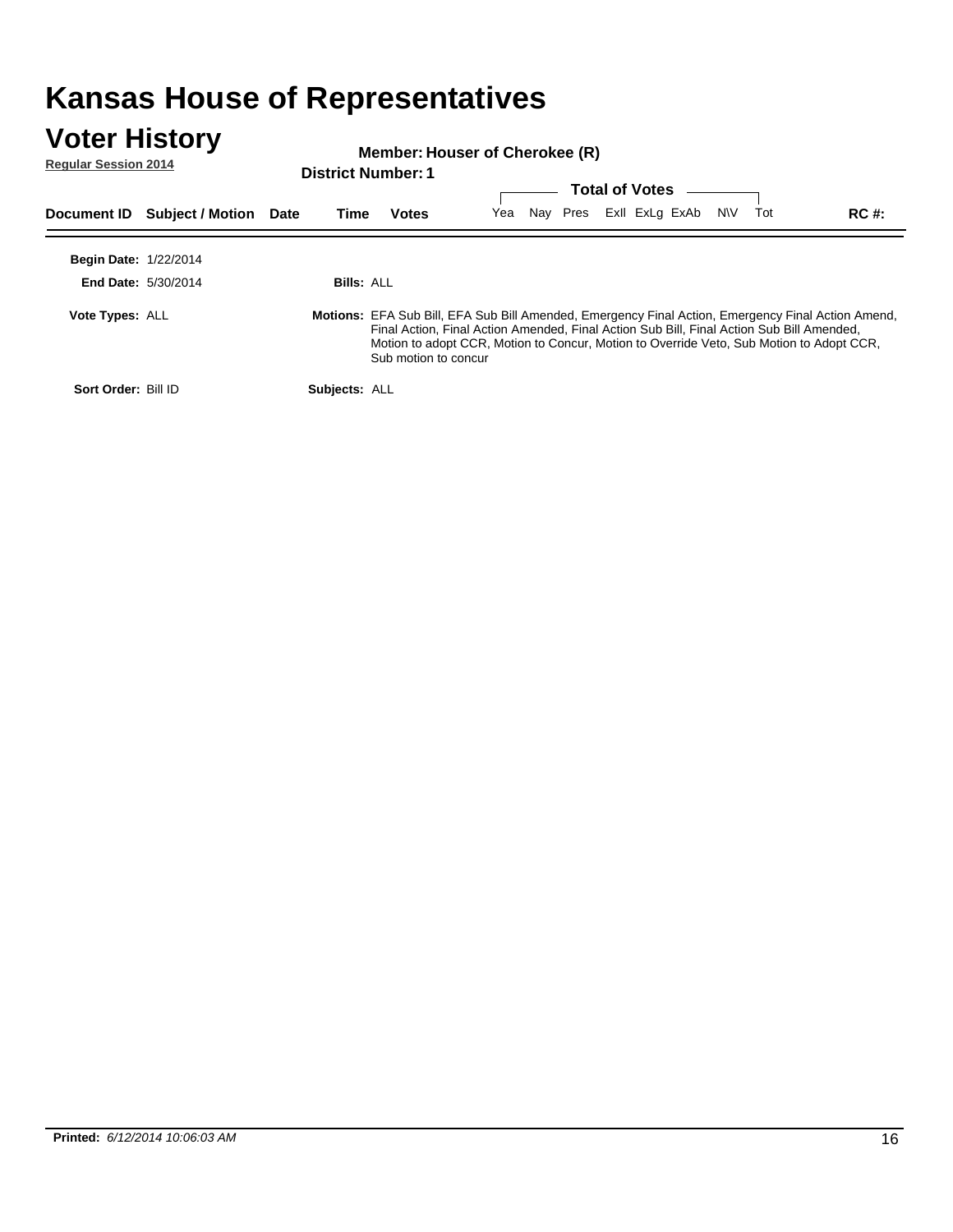# Kansas House of Representatives

## Voter History

**Regular Session 2014**

**Member: Houser of Cherokee (R)**

**District Number: 1**

| Document ID | Subject / Motion | Date | Time | Votes | Yea | Nay | Pres | ExII | ExLg | ExAb | N\V | Tot | RC #: |
|---|---|---|---|---|---|---|---|---|---|---|---|---|---|

**Begin Date:** 1/22/2014

**End Date:** 5/30/2014

**Bills:** ALL

**Vote Types:** ALL

**Motions:** EFA Sub Bill, EFA Sub Bill Amended, Emergency Final Action, Emergency Final Action Amend, Final Action, Final Action Amended, Final Action Sub Bill, Final Action Sub Bill Amended, Motion to adopt CCR, Motion to Concur, Motion to Override Veto, Sub Motion to Adopt CCR, Sub motion to concur

**Sort Order:** Bill ID

**Subjects:** ALL

**Printed:** *6/12/2014 10:06:03 AM*